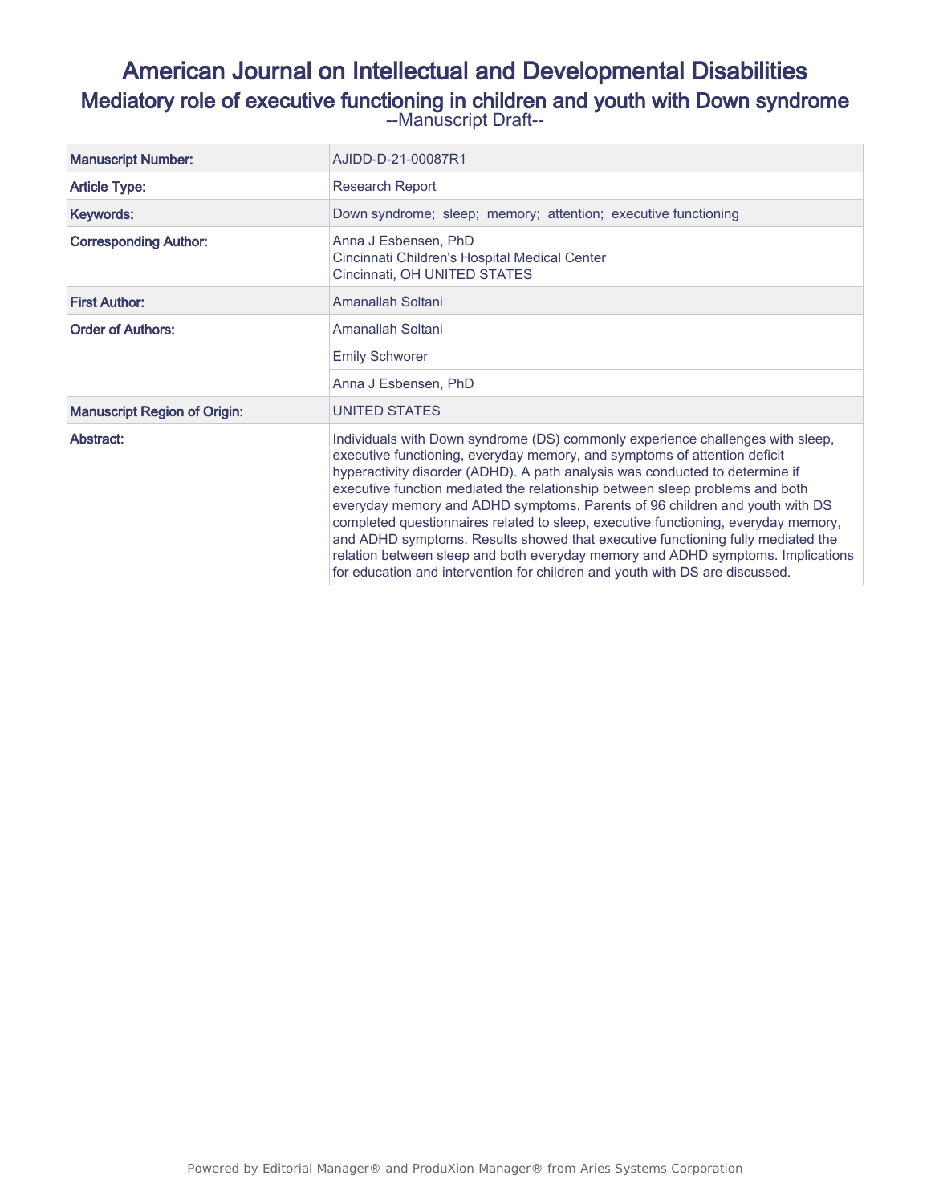# American Journal on Intellectual and Developmental Disabilities

## Mediatory role of executive functioning in children and youth with Down syndrome

--Manuscript Draft--

| | |
|---|---|
| **Manuscript Number:** | AJIDD-D-21-00087R1 |
| **Article Type:** | Research Report |
| **Keywords:** | Down syndrome; sleep; memory; attention; executive functioning |
| **Corresponding Author:** | Anna J Esbensen, PhD<br>Cincinnati Children's Hospital Medical Center<br>Cincinnati, OH UNITED STATES |
| **First Author:** | Amanallah Soltani |
| **Order of Authors:** | Amanallah Soltani |
| | Emily Schworer |
| | Anna J Esbensen, PhD |
| **Manuscript Region of Origin:** | UNITED STATES |
| **Abstract:** | Individuals with Down syndrome (DS) commonly experience challenges with sleep, executive functioning, everyday memory, and symptoms of attention deficit hyperactivity disorder (ADHD). A path analysis was conducted to determine if executive function mediated the relationship between sleep problems and both everyday memory and ADHD symptoms. Parents of 96 children and youth with DS completed questionnaires related to sleep, executive functioning, everyday memory, and ADHD symptoms. Results showed that executive functioning fully mediated the relation between sleep and both everyday memory and ADHD symptoms. Implications for education and intervention for children and youth with DS are discussed. |

Powered by Editorial Manager® and ProduXion Manager® from Aries Systems Corporation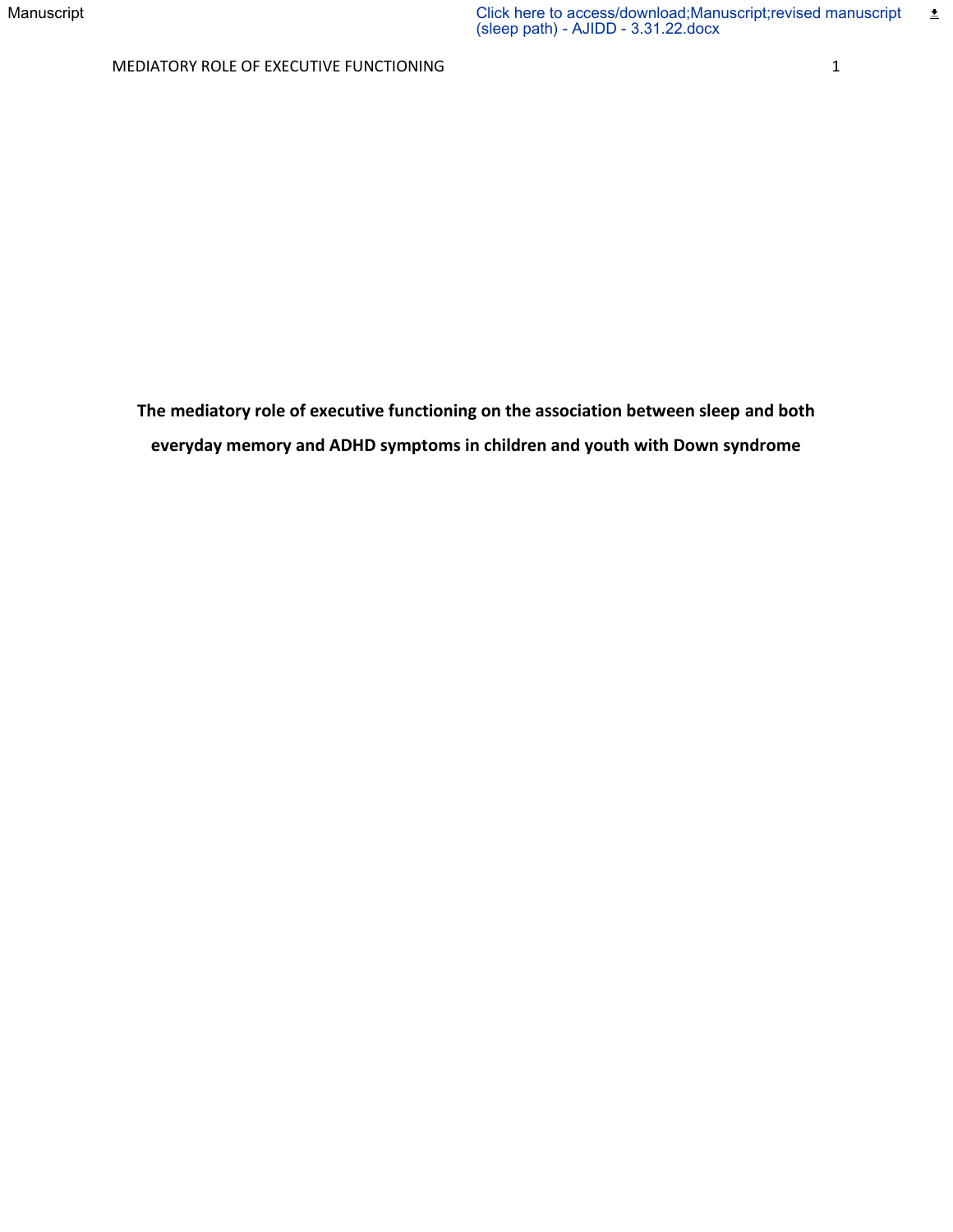**The mediatory role of executive functioning on the association between sleep and both everyday memory and ADHD symptoms in children and youth with Down syndrome**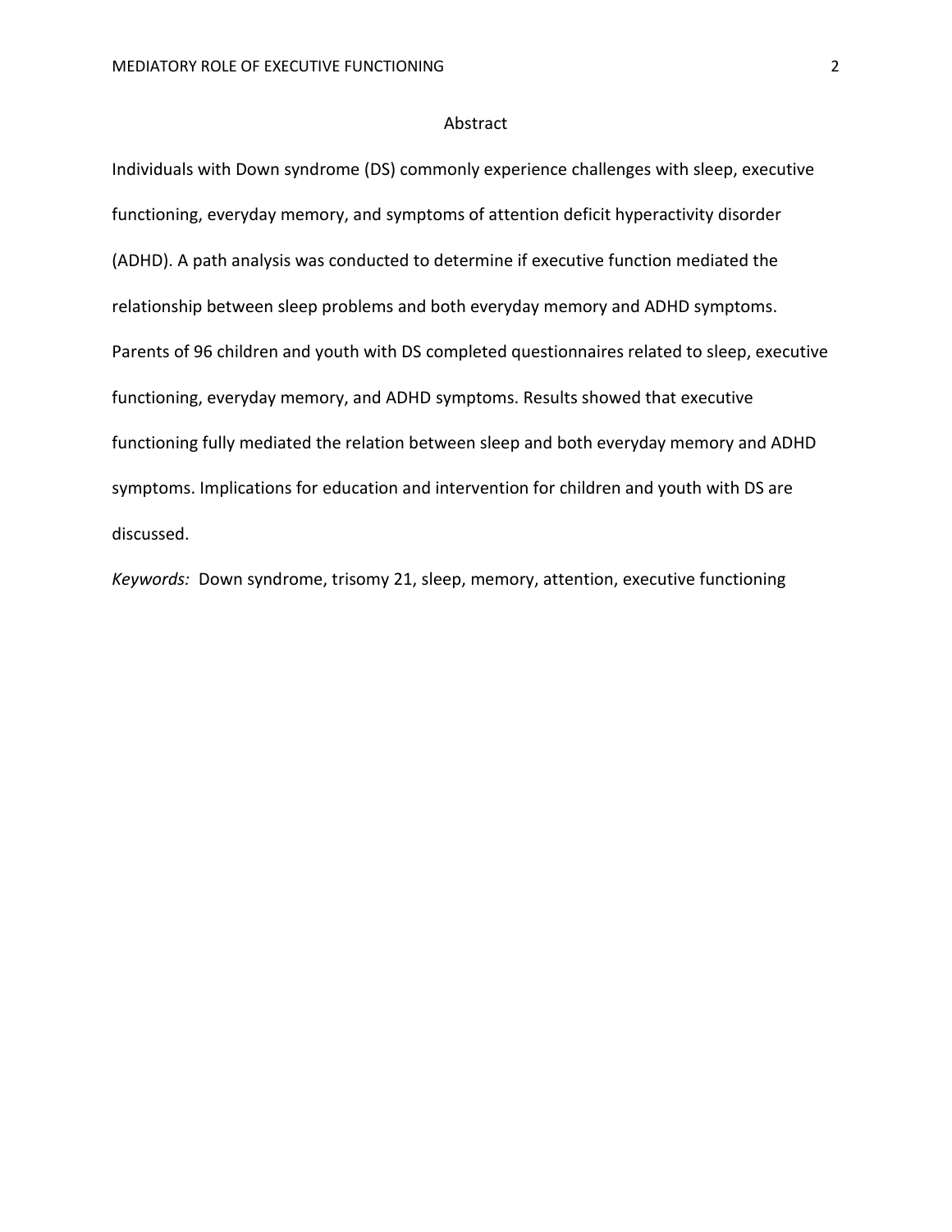# Abstract

Individuals with Down syndrome (DS) commonly experience challenges with sleep, executive functioning, everyday memory, and symptoms of attention deficit hyperactivity disorder (ADHD). A path analysis was conducted to determine if executive function mediated the relationship between sleep problems and both everyday memory and ADHD symptoms. Parents of 96 children and youth with DS completed questionnaires related to sleep, executive functioning, everyday memory, and ADHD symptoms. Results showed that executive functioning fully mediated the relation between sleep and both everyday memory and ADHD symptoms. Implications for education and intervention for children and youth with DS are discussed.

*Keywords:* Down syndrome, trisomy 21, sleep, memory, attention, executive functioning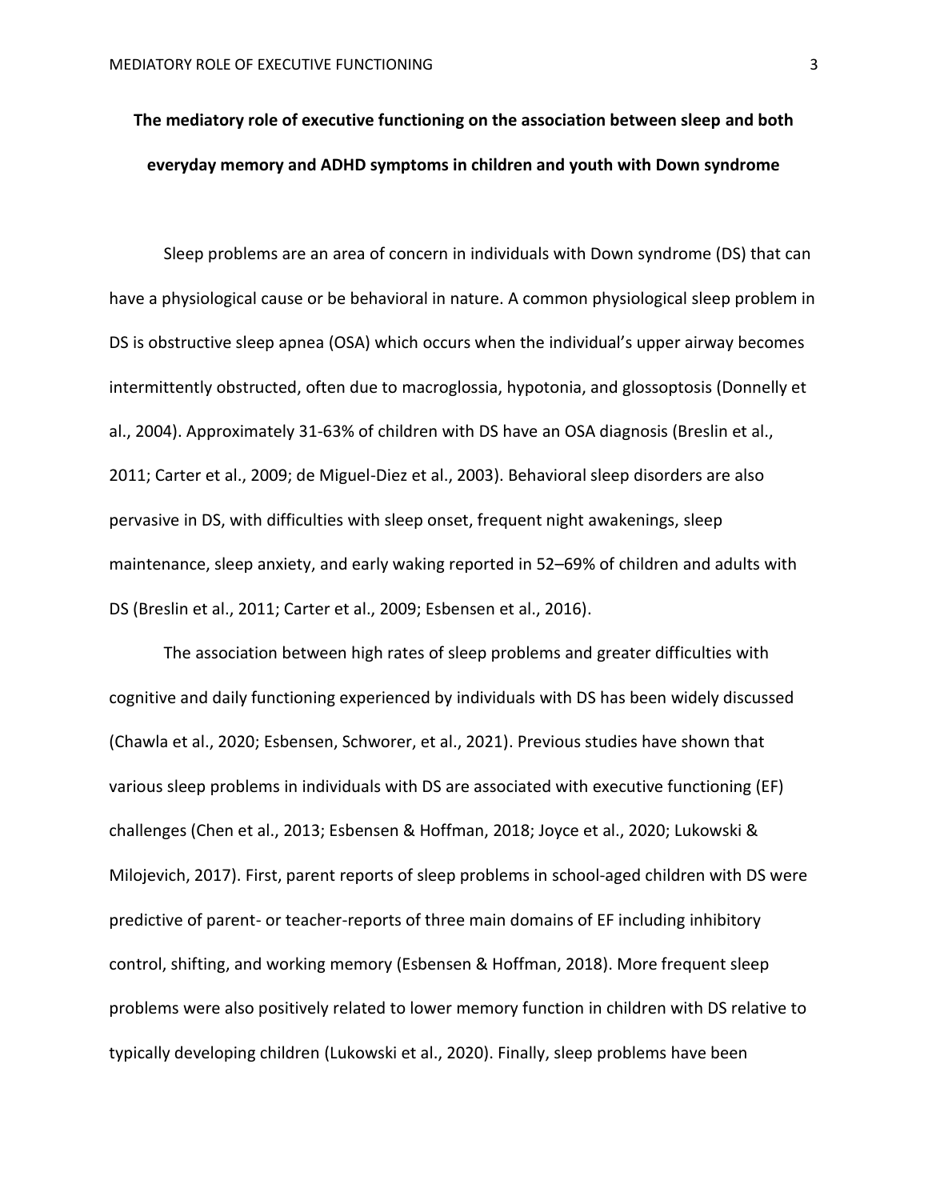# The mediatory role of executive functioning on the association between sleep and both everyday memory and ADHD symptoms in children and youth with Down syndrome

Sleep problems are an area of concern in individuals with Down syndrome (DS) that can have a physiological cause or be behavioral in nature. A common physiological sleep problem in DS is obstructive sleep apnea (OSA) which occurs when the individual's upper airway becomes intermittently obstructed, often due to macroglossia, hypotonia, and glossoptosis (Donnelly et al., 2004). Approximately 31-63% of children with DS have an OSA diagnosis (Breslin et al., 2011; Carter et al., 2009; de Miguel-Diez et al., 2003). Behavioral sleep disorders are also pervasive in DS, with difficulties with sleep onset, frequent night awakenings, sleep maintenance, sleep anxiety, and early waking reported in 52–69% of children and adults with DS (Breslin et al., 2011; Carter et al., 2009; Esbensen et al., 2016).

The association between high rates of sleep problems and greater difficulties with cognitive and daily functioning experienced by individuals with DS has been widely discussed (Chawla et al., 2020; Esbensen, Schworer, et al., 2021). Previous studies have shown that various sleep problems in individuals with DS are associated with executive functioning (EF) challenges (Chen et al., 2013; Esbensen & Hoffman, 2018; Joyce et al., 2020; Lukowski & Milojevich, 2017). First, parent reports of sleep problems in school-aged children with DS were predictive of parent- or teacher-reports of three main domains of EF including inhibitory control, shifting, and working memory (Esbensen & Hoffman, 2018). More frequent sleep problems were also positively related to lower memory function in children with DS relative to typically developing children (Lukowski et al., 2020). Finally, sleep problems have been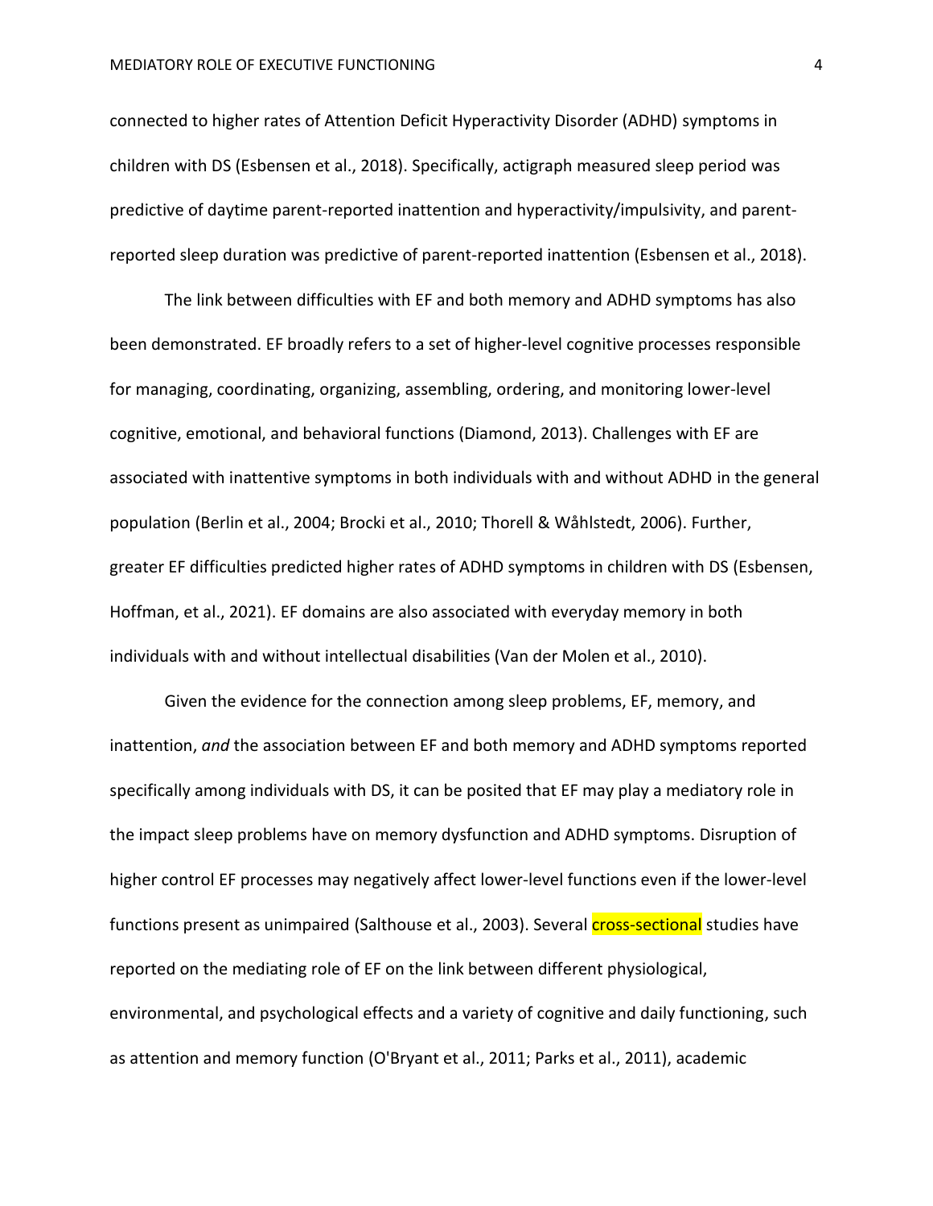connected to higher rates of Attention Deficit Hyperactivity Disorder (ADHD) symptoms in children with DS (Esbensen et al., 2018). Specifically, actigraph measured sleep period was predictive of daytime parent-reported inattention and hyperactivity/impulsivity, and parent-reported sleep duration was predictive of parent-reported inattention (Esbensen et al., 2018).

The link between difficulties with EF and both memory and ADHD symptoms has also been demonstrated. EF broadly refers to a set of higher-level cognitive processes responsible for managing, coordinating, organizing, assembling, ordering, and monitoring lower-level cognitive, emotional, and behavioral functions (Diamond, 2013). Challenges with EF are associated with inattentive symptoms in both individuals with and without ADHD in the general population (Berlin et al., 2004; Brocki et al., 2010; Thorell & Wåhlstedt, 2006). Further, greater EF difficulties predicted higher rates of ADHD symptoms in children with DS (Esbensen, Hoffman, et al., 2021). EF domains are also associated with everyday memory in both individuals with and without intellectual disabilities (Van der Molen et al., 2010).

Given the evidence for the connection among sleep problems, EF, memory, and inattention, *and* the association between EF and both memory and ADHD symptoms reported specifically among individuals with DS, it can be posited that EF may play a mediatory role in the impact sleep problems have on memory dysfunction and ADHD symptoms. Disruption of higher control EF processes may negatively affect lower-level functions even if the lower-level functions present as unimpaired (Salthouse et al., 2003). Several cross-sectional studies have reported on the mediating role of EF on the link between different physiological, environmental, and psychological effects and a variety of cognitive and daily functioning, such as attention and memory function (O'Bryant et al., 2011; Parks et al., 2011), academic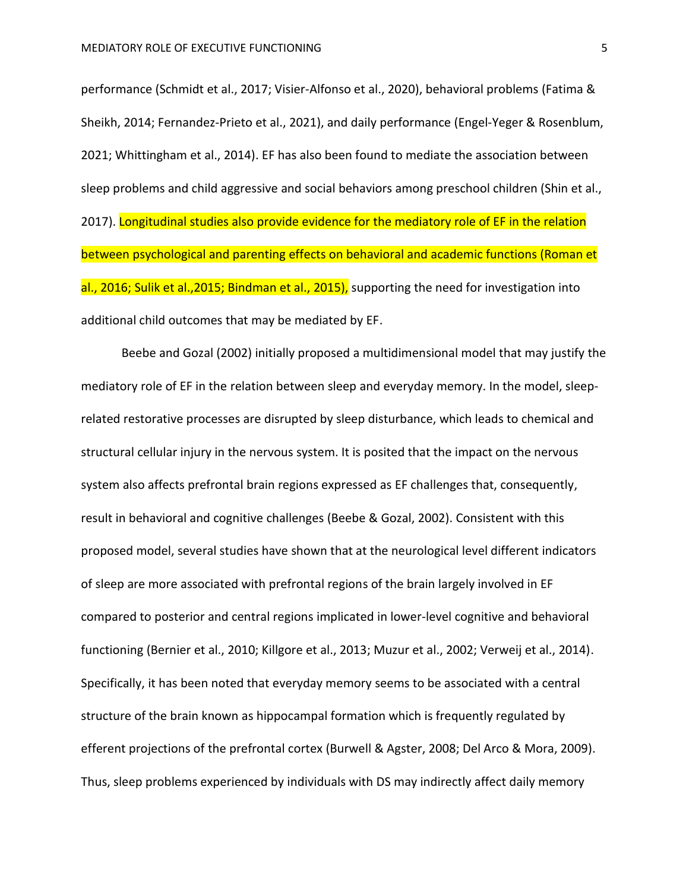performance (Schmidt et al., 2017; Visier-Alfonso et al., 2020), behavioral problems (Fatima & Sheikh, 2014; Fernandez-Prieto et al., 2021), and daily performance (Engel-Yeger & Rosenblum, 2021; Whittingham et al., 2014). EF has also been found to mediate the association between sleep problems and child aggressive and social behaviors among preschool children (Shin et al., 2017). Longitudinal studies also provide evidence for the mediatory role of EF in the relation between psychological and parenting effects on behavioral and academic functions (Roman et al., 2016; Sulik et al.,2015; Bindman et al., 2015), supporting the need for investigation into additional child outcomes that may be mediated by EF.

Beebe and Gozal (2002) initially proposed a multidimensional model that may justify the mediatory role of EF in the relation between sleep and everyday memory. In the model, sleep-related restorative processes are disrupted by sleep disturbance, which leads to chemical and structural cellular injury in the nervous system. It is posited that the impact on the nervous system also affects prefrontal brain regions expressed as EF challenges that, consequently, result in behavioral and cognitive challenges (Beebe & Gozal, 2002). Consistent with this proposed model, several studies have shown that at the neurological level different indicators of sleep are more associated with prefrontal regions of the brain largely involved in EF compared to posterior and central regions implicated in lower-level cognitive and behavioral functioning (Bernier et al., 2010; Killgore et al., 2013; Muzur et al., 2002; Verweij et al., 2014). Specifically, it has been noted that everyday memory seems to be associated with a central structure of the brain known as hippocampal formation which is frequently regulated by efferent projections of the prefrontal cortex (Burwell & Agster, 2008; Del Arco & Mora, 2009). Thus, sleep problems experienced by individuals with DS may indirectly affect daily memory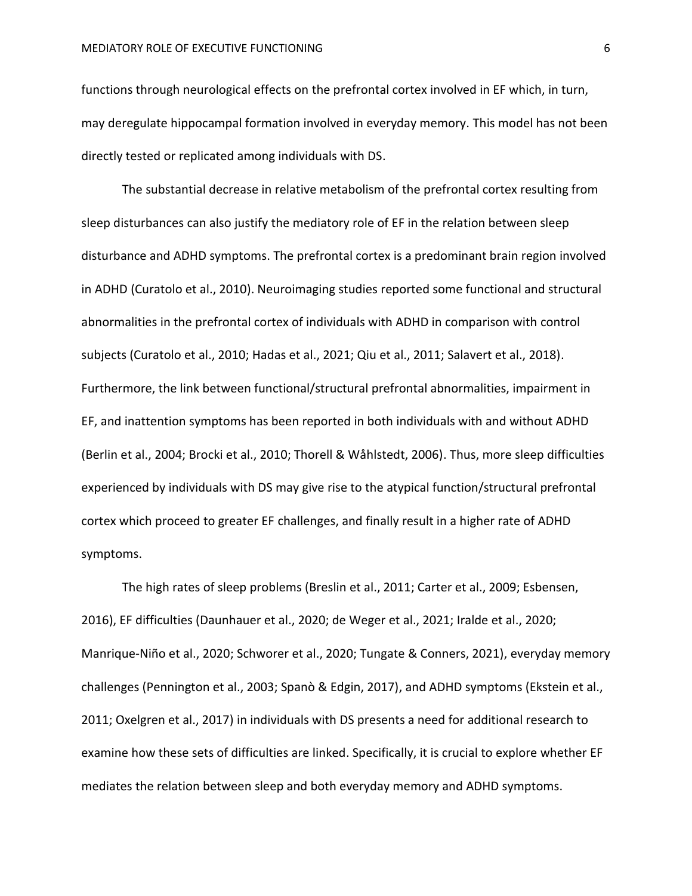functions through neurological effects on the prefrontal cortex involved in EF which, in turn, may deregulate hippocampal formation involved in everyday memory. This model has not been directly tested or replicated among individuals with DS.

The substantial decrease in relative metabolism of the prefrontal cortex resulting from sleep disturbances can also justify the mediatory role of EF in the relation between sleep disturbance and ADHD symptoms. The prefrontal cortex is a predominant brain region involved in ADHD (Curatolo et al., 2010). Neuroimaging studies reported some functional and structural abnormalities in the prefrontal cortex of individuals with ADHD in comparison with control subjects (Curatolo et al., 2010; Hadas et al., 2021; Qiu et al., 2011; Salavert et al., 2018). Furthermore, the link between functional/structural prefrontal abnormalities, impairment in EF, and inattention symptoms has been reported in both individuals with and without ADHD (Berlin et al., 2004; Brocki et al., 2010; Thorell & Wåhlstedt, 2006). Thus, more sleep difficulties experienced by individuals with DS may give rise to the atypical function/structural prefrontal cortex which proceed to greater EF challenges, and finally result in a higher rate of ADHD symptoms.

The high rates of sleep problems (Breslin et al., 2011; Carter et al., 2009; Esbensen, 2016), EF difficulties (Daunhauer et al., 2020; de Weger et al., 2021; Iralde et al., 2020; Manrique-Niño et al., 2020; Schworer et al., 2020; Tungate & Conners, 2021), everyday memory challenges (Pennington et al., 2003; Spanò & Edgin, 2017), and ADHD symptoms (Ekstein et al., 2011; Oxelgren et al., 2017) in individuals with DS presents a need for additional research to examine how these sets of difficulties are linked. Specifically, it is crucial to explore whether EF mediates the relation between sleep and both everyday memory and ADHD symptoms.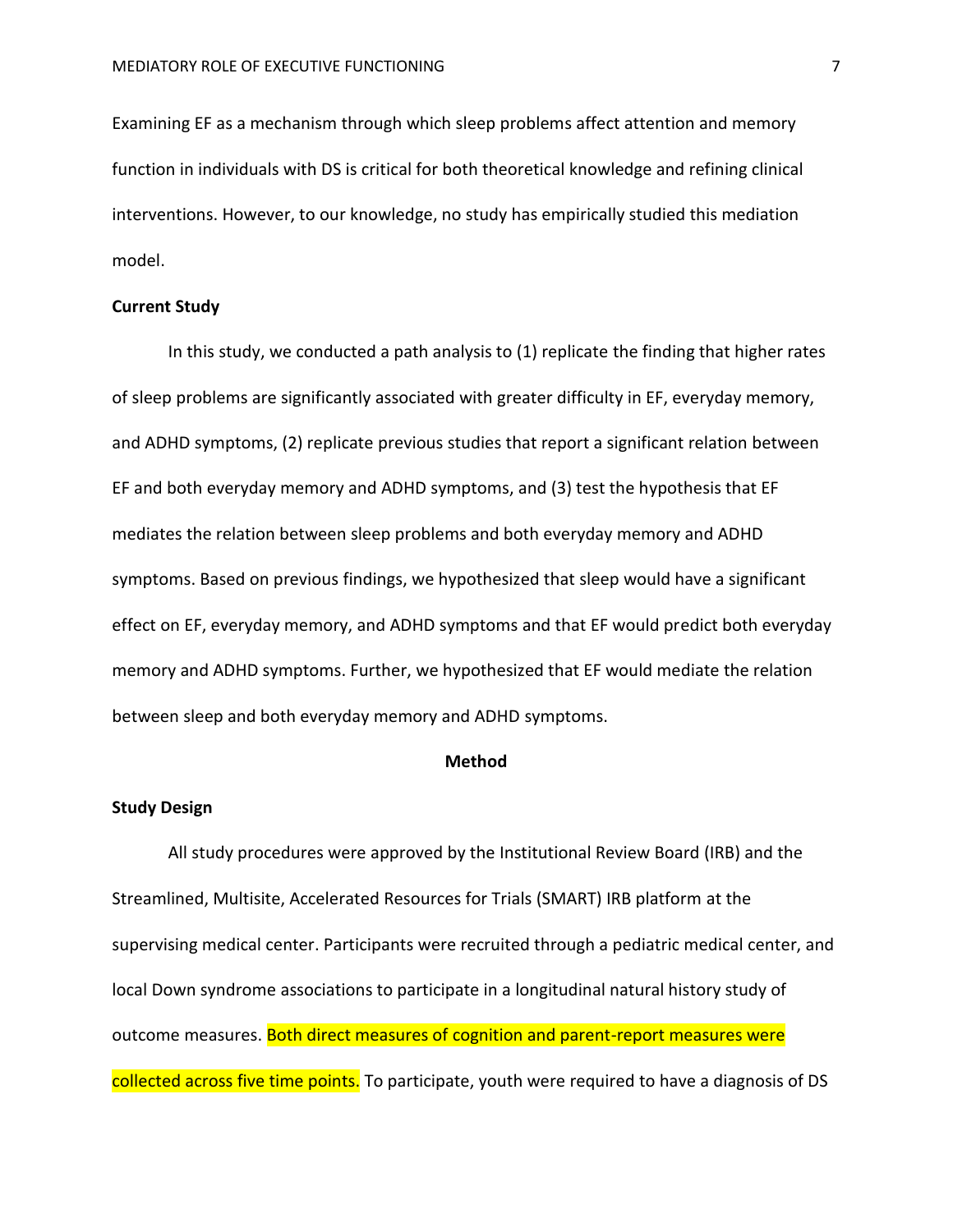Examining EF as a mechanism through which sleep problems affect attention and memory function in individuals with DS is critical for both theoretical knowledge and refining clinical interventions. However, to our knowledge, no study has empirically studied this mediation model.

**Current Study**

In this study, we conducted a path analysis to (1) replicate the finding that higher rates of sleep problems are significantly associated with greater difficulty in EF, everyday memory, and ADHD symptoms, (2) replicate previous studies that report a significant relation between EF and both everyday memory and ADHD symptoms, and (3) test the hypothesis that EF mediates the relation between sleep problems and both everyday memory and ADHD symptoms. Based on previous findings, we hypothesized that sleep would have a significant effect on EF, everyday memory, and ADHD symptoms and that EF would predict both everyday memory and ADHD symptoms. Further, we hypothesized that EF would mediate the relation between sleep and both everyday memory and ADHD symptoms.

## Method

**Study Design**

All study procedures were approved by the Institutional Review Board (IRB) and the Streamlined, Multisite, Accelerated Resources for Trials (SMART) IRB platform at the supervising medical center. Participants were recruited through a pediatric medical center, and local Down syndrome associations to participate in a longitudinal natural history study of outcome measures. Both direct measures of cognition and parent-report measures were collected across five time points. To participate, youth were required to have a diagnosis of DS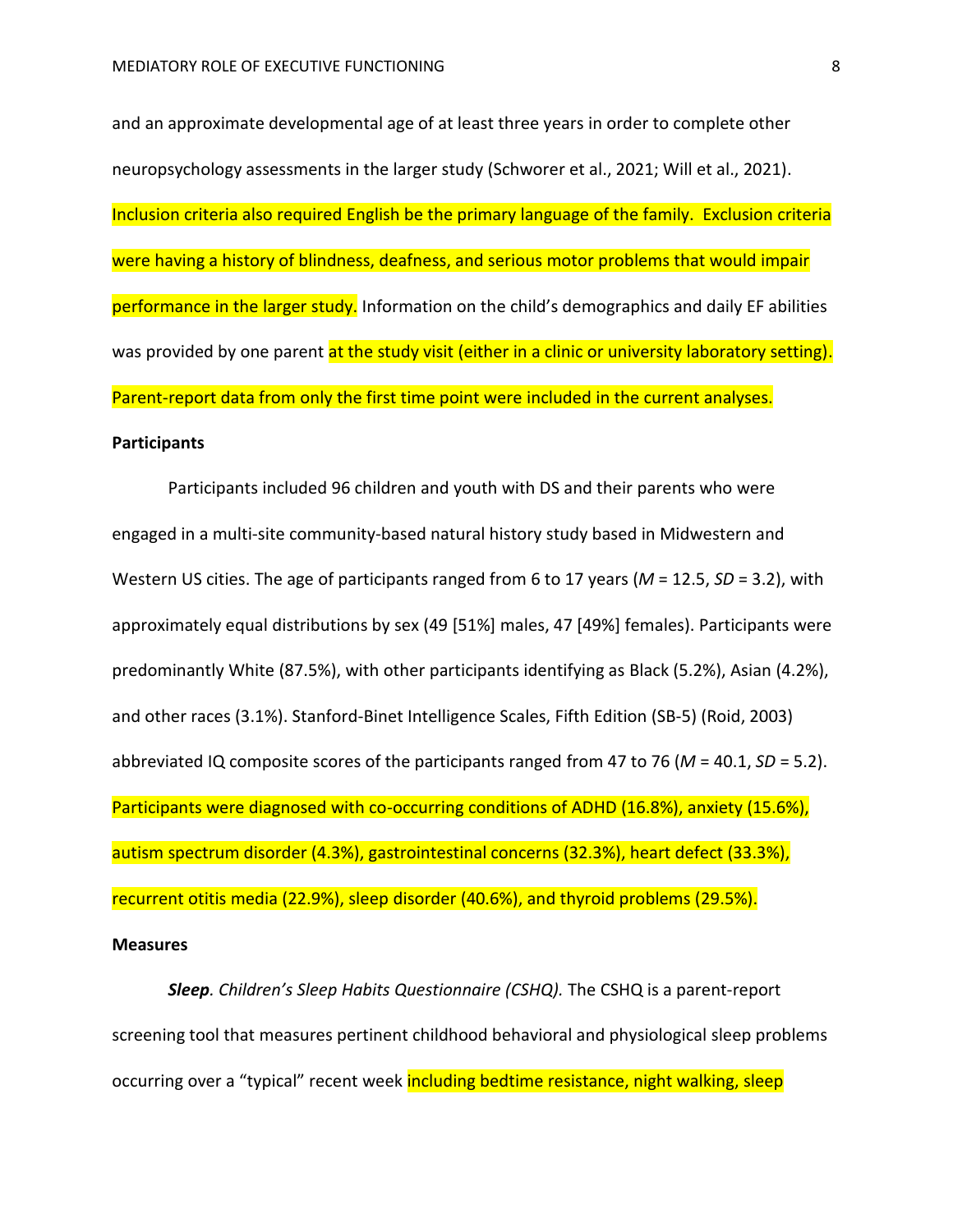and an approximate developmental age of at least three years in order to complete other neuropsychology assessments in the larger study (Schworer et al., 2021; Will et al., 2021). Inclusion criteria also required English be the primary language of the family. Exclusion criteria were having a history of blindness, deafness, and serious motor problems that would impair performance in the larger study. Information on the child's demographics and daily EF abilities was provided by one parent at the study visit (either in a clinic or university laboratory setting). Parent-report data from only the first time point were included in the current analyses.

**Participants**

Participants included 96 children and youth with DS and their parents who were engaged in a multi-site community-based natural history study based in Midwestern and Western US cities. The age of participants ranged from 6 to 17 years (*M* = 12.5, *SD* = 3.2), with approximately equal distributions by sex (49 [51%] males, 47 [49%] females). Participants were predominantly White (87.5%), with other participants identifying as Black (5.2%), Asian (4.2%), and other races (3.1%). Stanford-Binet Intelligence Scales, Fifth Edition (SB-5) (Roid, 2003) abbreviated IQ composite scores of the participants ranged from 47 to 76 (*M* = 40.1, *SD* = 5.2). Participants were diagnosed with co-occurring conditions of ADHD (16.8%), anxiety (15.6%), autism spectrum disorder (4.3%), gastrointestinal concerns (32.3%), heart defect (33.3%), recurrent otitis media (22.9%), sleep disorder (40.6%), and thyroid problems (29.5%).

**Measures**

***Sleep****. Children's Sleep Habits Questionnaire (CSHQ).* The CSHQ is a parent-report screening tool that measures pertinent childhood behavioral and physiological sleep problems occurring over a "typical" recent week including bedtime resistance, night walking, sleep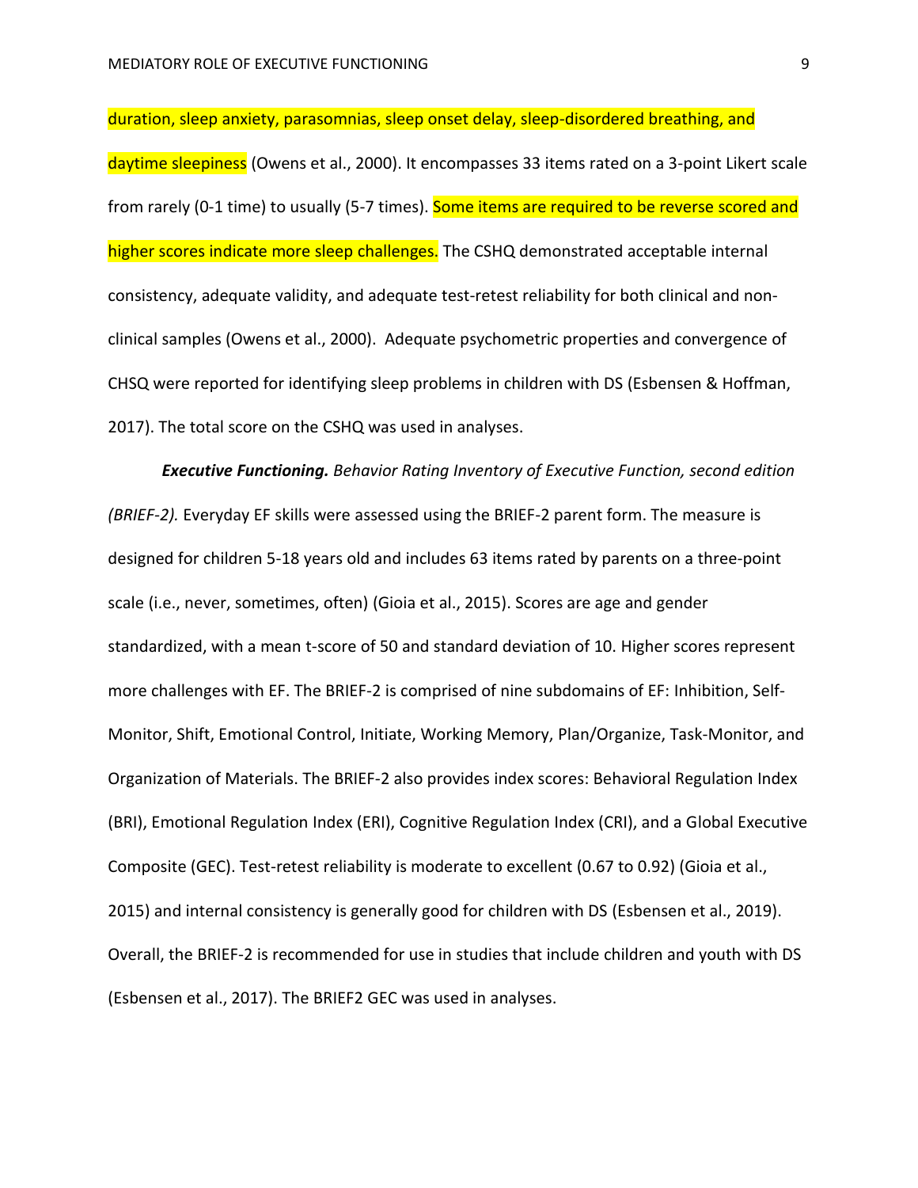duration, sleep anxiety, parasomnias, sleep onset delay, sleep-disordered breathing, and daytime sleepiness (Owens et al., 2000). It encompasses 33 items rated on a 3-point Likert scale from rarely (0-1 time) to usually (5-7 times). Some items are required to be reverse scored and higher scores indicate more sleep challenges. The CSHQ demonstrated acceptable internal consistency, adequate validity, and adequate test-retest reliability for both clinical and non-clinical samples (Owens et al., 2000). Adequate psychometric properties and convergence of CHSQ were reported for identifying sleep problems in children with DS (Esbensen & Hoffman, 2017). The total score on the CSHQ was used in analyses.

***Executive Functioning.*** *Behavior Rating Inventory of Executive Function, second edition (BRIEF-2).* Everyday EF skills were assessed using the BRIEF-2 parent form. The measure is designed for children 5-18 years old and includes 63 items rated by parents on a three-point scale (i.e., never, sometimes, often) (Gioia et al., 2015). Scores are age and gender standardized, with a mean t-score of 50 and standard deviation of 10. Higher scores represent more challenges with EF. The BRIEF-2 is comprised of nine subdomains of EF: Inhibition, Self-Monitor, Shift, Emotional Control, Initiate, Working Memory, Plan/Organize, Task-Monitor, and Organization of Materials. The BRIEF-2 also provides index scores: Behavioral Regulation Index (BRI), Emotional Regulation Index (ERI), Cognitive Regulation Index (CRI), and a Global Executive Composite (GEC). Test-retest reliability is moderate to excellent (0.67 to 0.92) (Gioia et al., 2015) and internal consistency is generally good for children with DS (Esbensen et al., 2019). Overall, the BRIEF-2 is recommended for use in studies that include children and youth with DS (Esbensen et al., 2017). The BRIEF2 GEC was used in analyses.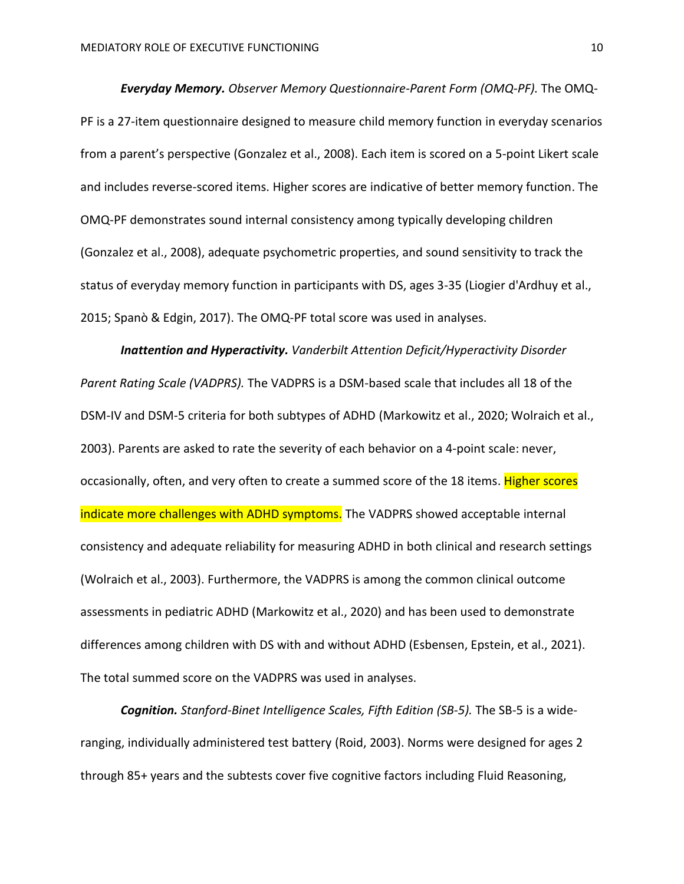***Everyday Memory.*** *Observer Memory Questionnaire-Parent Form (OMQ-PF).* The OMQ-PF is a 27-item questionnaire designed to measure child memory function in everyday scenarios from a parent's perspective (Gonzalez et al., 2008). Each item is scored on a 5-point Likert scale and includes reverse-scored items. Higher scores are indicative of better memory function. The OMQ-PF demonstrates sound internal consistency among typically developing children (Gonzalez et al., 2008), adequate psychometric properties, and sound sensitivity to track the status of everyday memory function in participants with DS, ages 3-35 (Liogier d'Ardhuy et al., 2015; Spanò & Edgin, 2017). The OMQ-PF total score was used in analyses.

***Inattention and Hyperactivity.*** *Vanderbilt Attention Deficit/Hyperactivity Disorder Parent Rating Scale (VADPRS).* The VADPRS is a DSM-based scale that includes all 18 of the DSM-IV and DSM-5 criteria for both subtypes of ADHD (Markowitz et al., 2020; Wolraich et al., 2003). Parents are asked to rate the severity of each behavior on a 4-point scale: never, occasionally, often, and very often to create a summed score of the 18 items. Higher scores indicate more challenges with ADHD symptoms. The VADPRS showed acceptable internal consistency and adequate reliability for measuring ADHD in both clinical and research settings (Wolraich et al., 2003). Furthermore, the VADPRS is among the common clinical outcome assessments in pediatric ADHD (Markowitz et al., 2020) and has been used to demonstrate differences among children with DS with and without ADHD (Esbensen, Epstein, et al., 2021). The total summed score on the VADPRS was used in analyses.

***Cognition.*** *Stanford-Binet Intelligence Scales, Fifth Edition (SB-5).* The SB-5 is a wide-ranging, individually administered test battery (Roid, 2003). Norms were designed for ages 2 through 85+ years and the subtests cover five cognitive factors including Fluid Reasoning,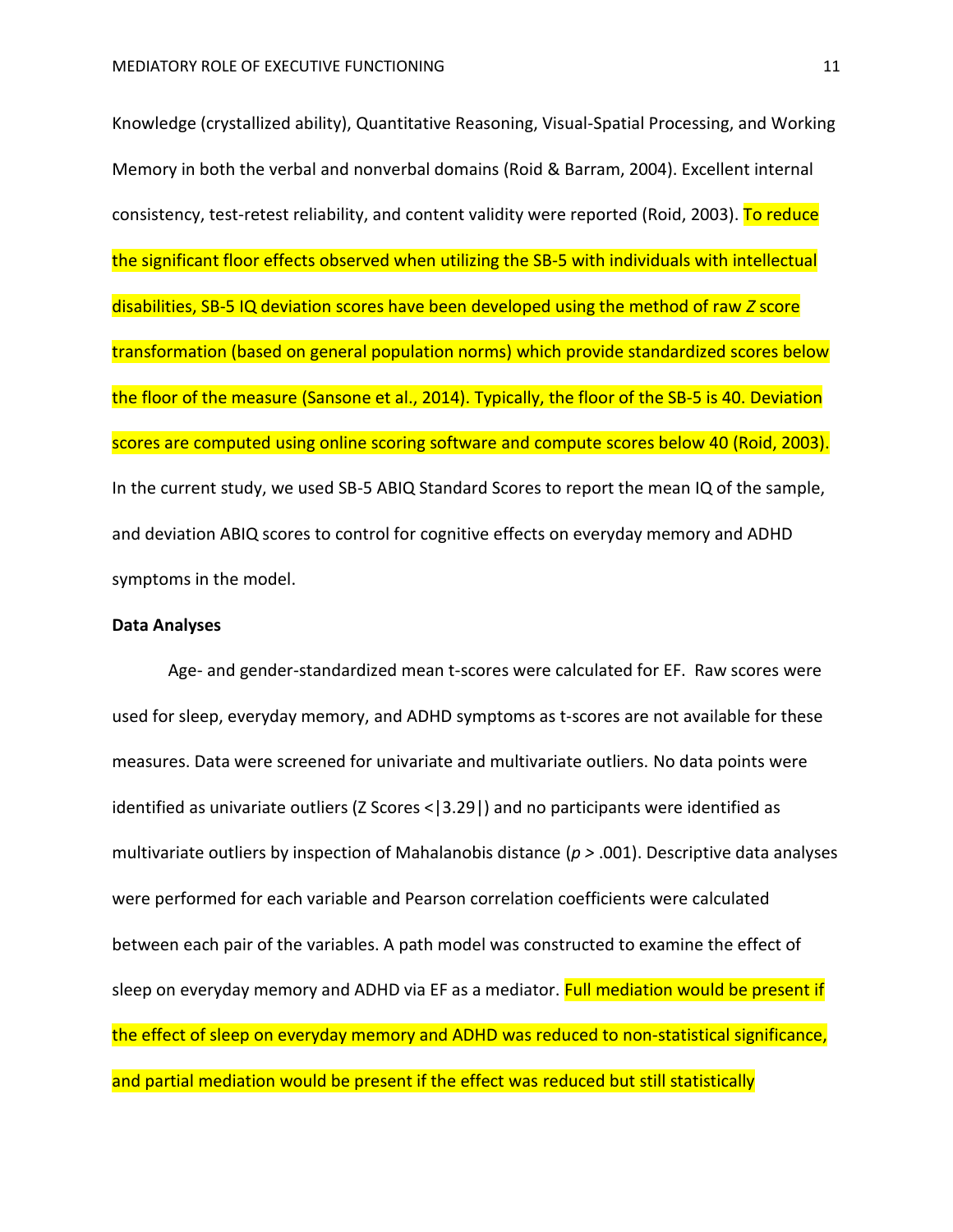Knowledge (crystallized ability), Quantitative Reasoning, Visual-Spatial Processing, and Working Memory in both the verbal and nonverbal domains (Roid & Barram, 2004). Excellent internal consistency, test-retest reliability, and content validity were reported (Roid, 2003). To reduce the significant floor effects observed when utilizing the SB-5 with individuals with intellectual disabilities, SB-5 IQ deviation scores have been developed using the method of raw *Z* score transformation (based on general population norms) which provide standardized scores below the floor of the measure (Sansone et al., 2014). Typically, the floor of the SB-5 is 40. Deviation scores are computed using online scoring software and compute scores below 40 (Roid, 2003). In the current study, we used SB-5 ABIQ Standard Scores to report the mean IQ of the sample, and deviation ABIQ scores to control for cognitive effects on everyday memory and ADHD symptoms in the model.

**Data Analyses**

Age- and gender-standardized mean t-scores were calculated for EF. Raw scores were used for sleep, everyday memory, and ADHD symptoms as t-scores are not available for these measures. Data were screened for univariate and multivariate outliers. No data points were identified as univariate outliers (Z Scores <|3.29|) and no participants were identified as multivariate outliers by inspection of Mahalanobis distance ($p$ > .001). Descriptive data analyses were performed for each variable and Pearson correlation coefficients were calculated between each pair of the variables. A path model was constructed to examine the effect of sleep on everyday memory and ADHD via EF as a mediator. Full mediation would be present if the effect of sleep on everyday memory and ADHD was reduced to non-statistical significance, and partial mediation would be present if the effect was reduced but still statistically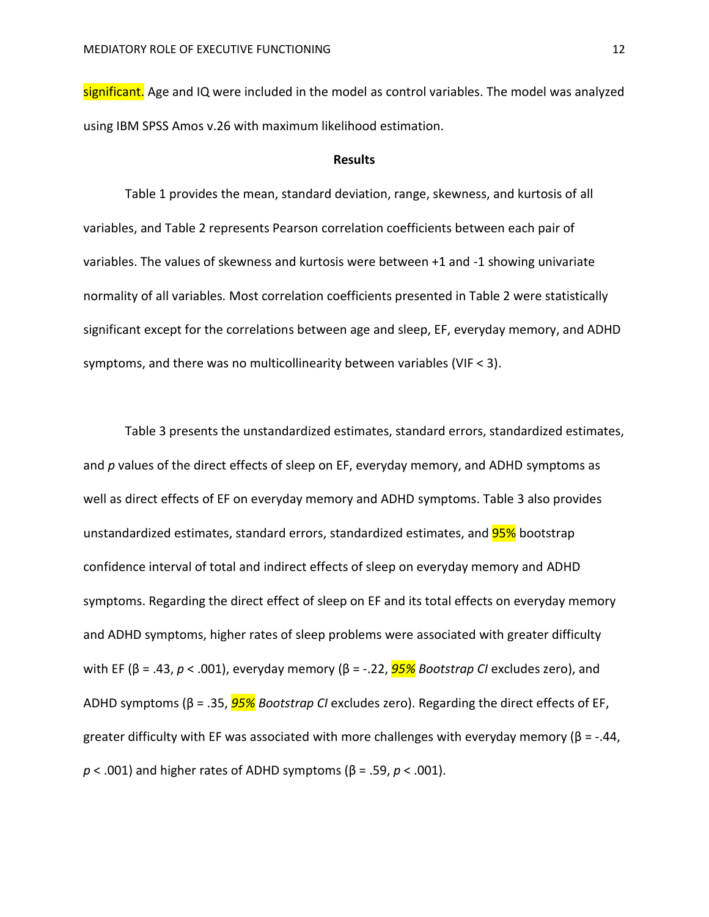significant. Age and IQ were included in the model as control variables. The model was analyzed using IBM SPSS Amos v.26 with maximum likelihood estimation.

## Results

Table 1 provides the mean, standard deviation, range, skewness, and kurtosis of all variables, and Table 2 represents Pearson correlation coefficients between each pair of variables. The values of skewness and kurtosis were between +1 and -1 showing univariate normality of all variables. Most correlation coefficients presented in Table 2 were statistically significant except for the correlations between age and sleep, EF, everyday memory, and ADHD symptoms, and there was no multicollinearity between variables (VIF < 3).

Table 3 presents the unstandardized estimates, standard errors, standardized estimates, and *p* values of the direct effects of sleep on EF, everyday memory, and ADHD symptoms as well as direct effects of EF on everyday memory and ADHD symptoms. Table 3 also provides unstandardized estimates, standard errors, standardized estimates, and 95% bootstrap confidence interval of total and indirect effects of sleep on everyday memory and ADHD symptoms. Regarding the direct effect of sleep on EF and its total effects on everyday memory and ADHD symptoms, higher rates of sleep problems were associated with greater difficulty with EF (β = .43, $p < .001$), everyday memory (β = -.22, *95% Bootstrap CI* excludes zero), and ADHD symptoms (β = .35, *95% Bootstrap CI* excludes zero). Regarding the direct effects of EF, greater difficulty with EF was associated with more challenges with everyday memory (β = -.44, $p < .001$) and higher rates of ADHD symptoms (β = .59, $p < .001$).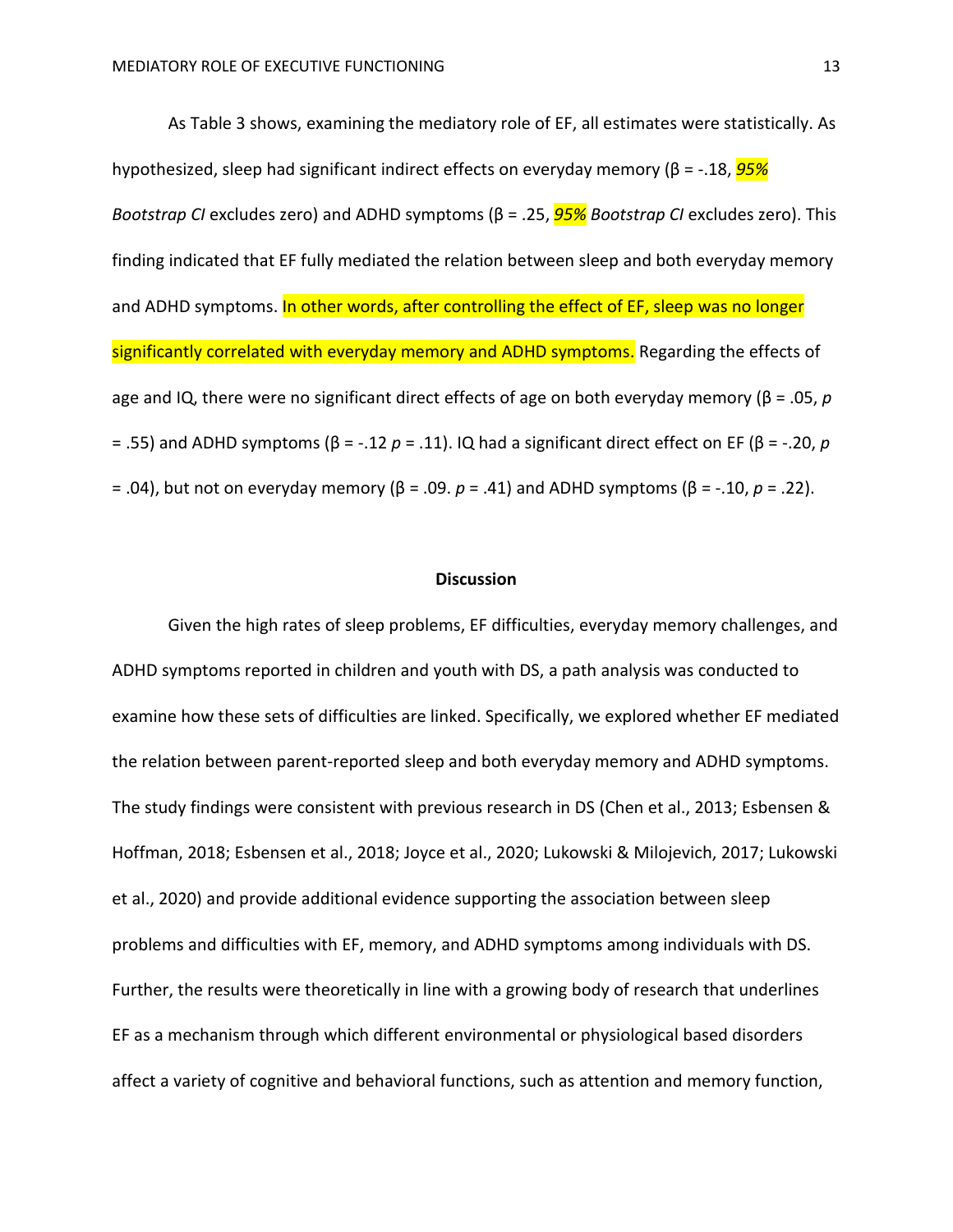As Table 3 shows, examining the mediatory role of EF, all estimates were statistically. As hypothesized, sleep had significant indirect effects on everyday memory (β = -.18, *95% Bootstrap CI* excludes zero) and ADHD symptoms (β = .25, *95% Bootstrap CI* excludes zero). This finding indicated that EF fully mediated the relation between sleep and both everyday memory and ADHD symptoms. In other words, after controlling the effect of EF, sleep was no longer significantly correlated with everyday memory and ADHD symptoms. Regarding the effects of age and IQ, there were no significant direct effects of age on both everyday memory (β = .05, $p$ = .55) and ADHD symptoms (β = -.12 $p$ = .11). IQ had a significant direct effect on EF (β = -.20, $p$ = .04), but not on everyday memory (β = .09. $p$ = .41) and ADHD symptoms (β = -.10, $p$ = .22).

## Discussion

Given the high rates of sleep problems, EF difficulties, everyday memory challenges, and ADHD symptoms reported in children and youth with DS, a path analysis was conducted to examine how these sets of difficulties are linked. Specifically, we explored whether EF mediated the relation between parent-reported sleep and both everyday memory and ADHD symptoms. The study findings were consistent with previous research in DS (Chen et al., 2013; Esbensen & Hoffman, 2018; Esbensen et al., 2018; Joyce et al., 2020; Lukowski & Milojevich, 2017; Lukowski et al., 2020) and provide additional evidence supporting the association between sleep problems and difficulties with EF, memory, and ADHD symptoms among individuals with DS. Further, the results were theoretically in line with a growing body of research that underlines EF as a mechanism through which different environmental or physiological based disorders affect a variety of cognitive and behavioral functions, such as attention and memory function,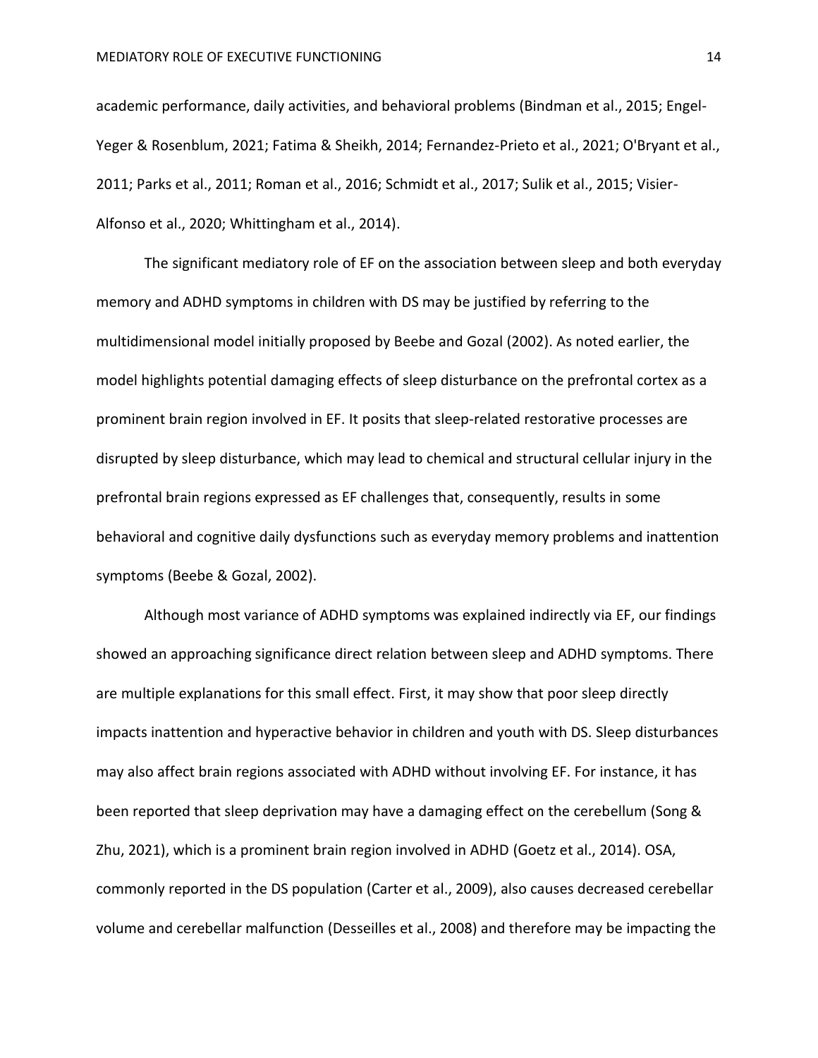academic performance, daily activities, and behavioral problems (Bindman et al., 2015; Engel-Yeger & Rosenblum, 2021; Fatima & Sheikh, 2014; Fernandez-Prieto et al., 2021; O'Bryant et al., 2011; Parks et al., 2011; Roman et al., 2016; Schmidt et al., 2017; Sulik et al., 2015; Visier-Alfonso et al., 2020; Whittingham et al., 2014).

The significant mediatory role of EF on the association between sleep and both everyday memory and ADHD symptoms in children with DS may be justified by referring to the multidimensional model initially proposed by Beebe and Gozal (2002). As noted earlier, the model highlights potential damaging effects of sleep disturbance on the prefrontal cortex as a prominent brain region involved in EF. It posits that sleep-related restorative processes are disrupted by sleep disturbance, which may lead to chemical and structural cellular injury in the prefrontal brain regions expressed as EF challenges that, consequently, results in some behavioral and cognitive daily dysfunctions such as everyday memory problems and inattention symptoms (Beebe & Gozal, 2002).

Although most variance of ADHD symptoms was explained indirectly via EF, our findings showed an approaching significance direct relation between sleep and ADHD symptoms. There are multiple explanations for this small effect. First, it may show that poor sleep directly impacts inattention and hyperactive behavior in children and youth with DS. Sleep disturbances may also affect brain regions associated with ADHD without involving EF. For instance, it has been reported that sleep deprivation may have a damaging effect on the cerebellum (Song & Zhu, 2021), which is a prominent brain region involved in ADHD (Goetz et al., 2014). OSA, commonly reported in the DS population (Carter et al., 2009), also causes decreased cerebellar volume and cerebellar malfunction (Desseilles et al., 2008) and therefore may be impacting the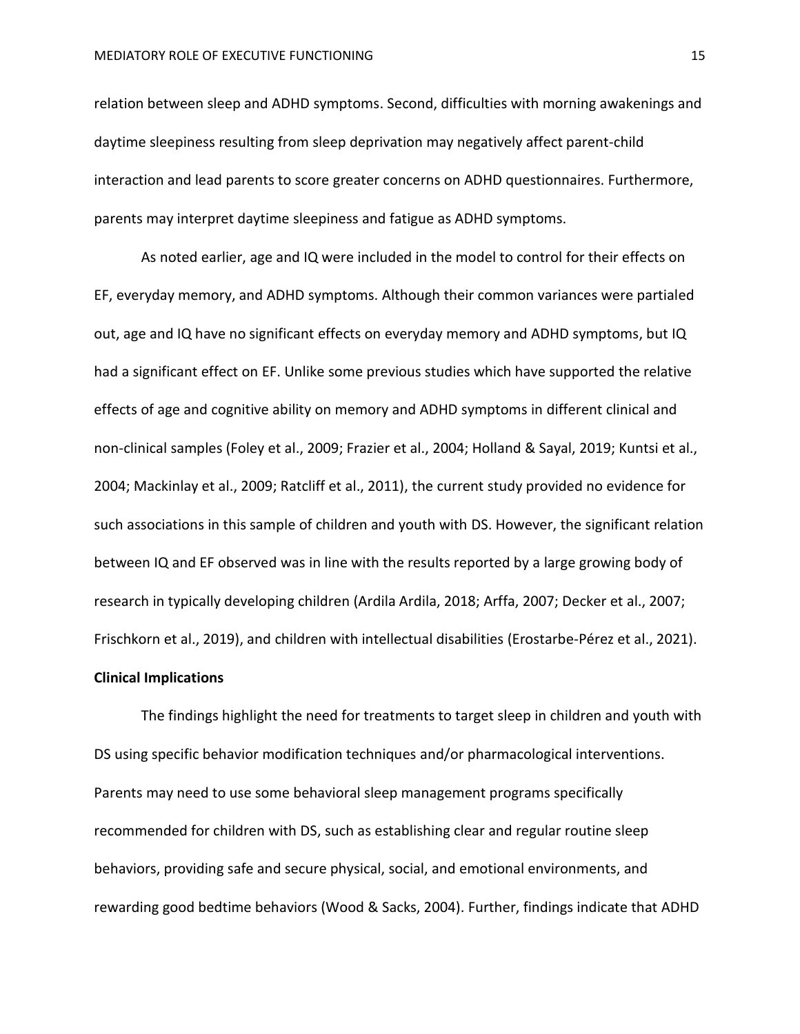relation between sleep and ADHD symptoms. Second, difficulties with morning awakenings and daytime sleepiness resulting from sleep deprivation may negatively affect parent-child interaction and lead parents to score greater concerns on ADHD questionnaires. Furthermore, parents may interpret daytime sleepiness and fatigue as ADHD symptoms.

As noted earlier, age and IQ were included in the model to control for their effects on EF, everyday memory, and ADHD symptoms. Although their common variances were partialed out, age and IQ have no significant effects on everyday memory and ADHD symptoms, but IQ had a significant effect on EF. Unlike some previous studies which have supported the relative effects of age and cognitive ability on memory and ADHD symptoms in different clinical and non-clinical samples (Foley et al., 2009; Frazier et al., 2004; Holland & Sayal, 2019; Kuntsi et al., 2004; Mackinlay et al., 2009; Ratcliff et al., 2011), the current study provided no evidence for such associations in this sample of children and youth with DS. However, the significant relation between IQ and EF observed was in line with the results reported by a large growing body of research in typically developing children (Ardila Ardila, 2018; Arffa, 2007; Decker et al., 2007; Frischkorn et al., 2019), and children with intellectual disabilities (Erostarbe-Pérez et al., 2021).

## Clinical Implications

The findings highlight the need for treatments to target sleep in children and youth with DS using specific behavior modification techniques and/or pharmacological interventions. Parents may need to use some behavioral sleep management programs specifically recommended for children with DS, such as establishing clear and regular routine sleep behaviors, providing safe and secure physical, social, and emotional environments, and rewarding good bedtime behaviors (Wood & Sacks, 2004). Further, findings indicate that ADHD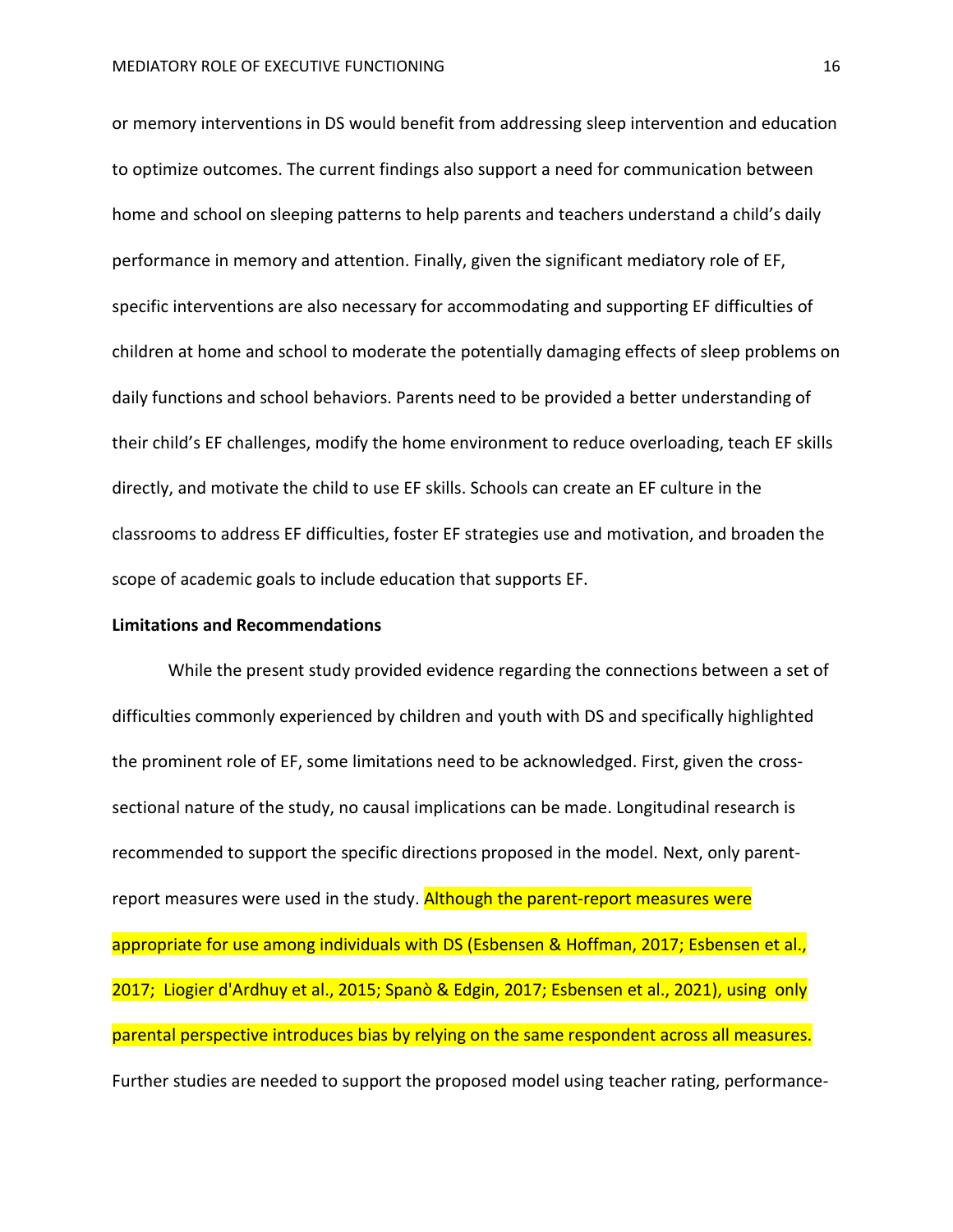or memory interventions in DS would benefit from addressing sleep intervention and education to optimize outcomes. The current findings also support a need for communication between home and school on sleeping patterns to help parents and teachers understand a child's daily performance in memory and attention. Finally, given the significant mediatory role of EF, specific interventions are also necessary for accommodating and supporting EF difficulties of children at home and school to moderate the potentially damaging effects of sleep problems on daily functions and school behaviors. Parents need to be provided a better understanding of their child's EF challenges, modify the home environment to reduce overloading, teach EF skills directly, and motivate the child to use EF skills. Schools can create an EF culture in the classrooms to address EF difficulties, foster EF strategies use and motivation, and broaden the scope of academic goals to include education that supports EF.

**Limitations and Recommendations**

While the present study provided evidence regarding the connections between a set of difficulties commonly experienced by children and youth with DS and specifically highlighted the prominent role of EF, some limitations need to be acknowledged. First, given the cross-sectional nature of the study, no causal implications can be made. Longitudinal research is recommended to support the specific directions proposed in the model. Next, only parent-report measures were used in the study. Although the parent-report measures were appropriate for use among individuals with DS (Esbensen & Hoffman, 2017; Esbensen et al., 2017; Liogier d'Ardhuy et al., 2015; Spanò & Edgin, 2017; Esbensen et al., 2021), using only parental perspective introduces bias by relying on the same respondent across all measures. Further studies are needed to support the proposed model using teacher rating, performance-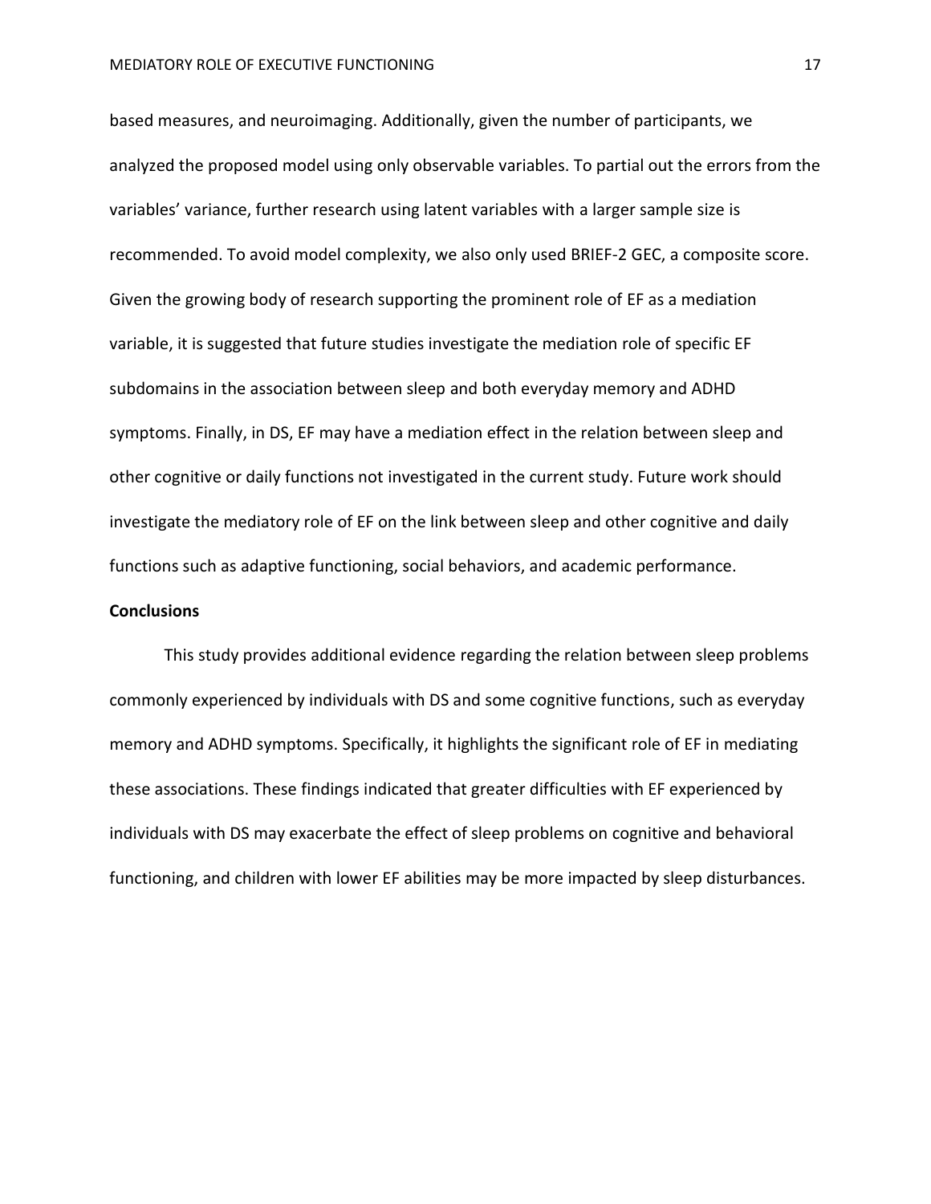based measures, and neuroimaging. Additionally, given the number of participants, we analyzed the proposed model using only observable variables. To partial out the errors from the variables' variance, further research using latent variables with a larger sample size is recommended. To avoid model complexity, we also only used BRIEF-2 GEC, a composite score. Given the growing body of research supporting the prominent role of EF as a mediation variable, it is suggested that future studies investigate the mediation role of specific EF subdomains in the association between sleep and both everyday memory and ADHD symptoms. Finally, in DS, EF may have a mediation effect in the relation between sleep and other cognitive or daily functions not investigated in the current study. Future work should investigate the mediatory role of EF on the link between sleep and other cognitive and daily functions such as adaptive functioning, social behaviors, and academic performance.

## Conclusions

This study provides additional evidence regarding the relation between sleep problems commonly experienced by individuals with DS and some cognitive functions, such as everyday memory and ADHD symptoms. Specifically, it highlights the significant role of EF in mediating these associations. These findings indicated that greater difficulties with EF experienced by individuals with DS may exacerbate the effect of sleep problems on cognitive and behavioral functioning, and children with lower EF abilities may be more impacted by sleep disturbances.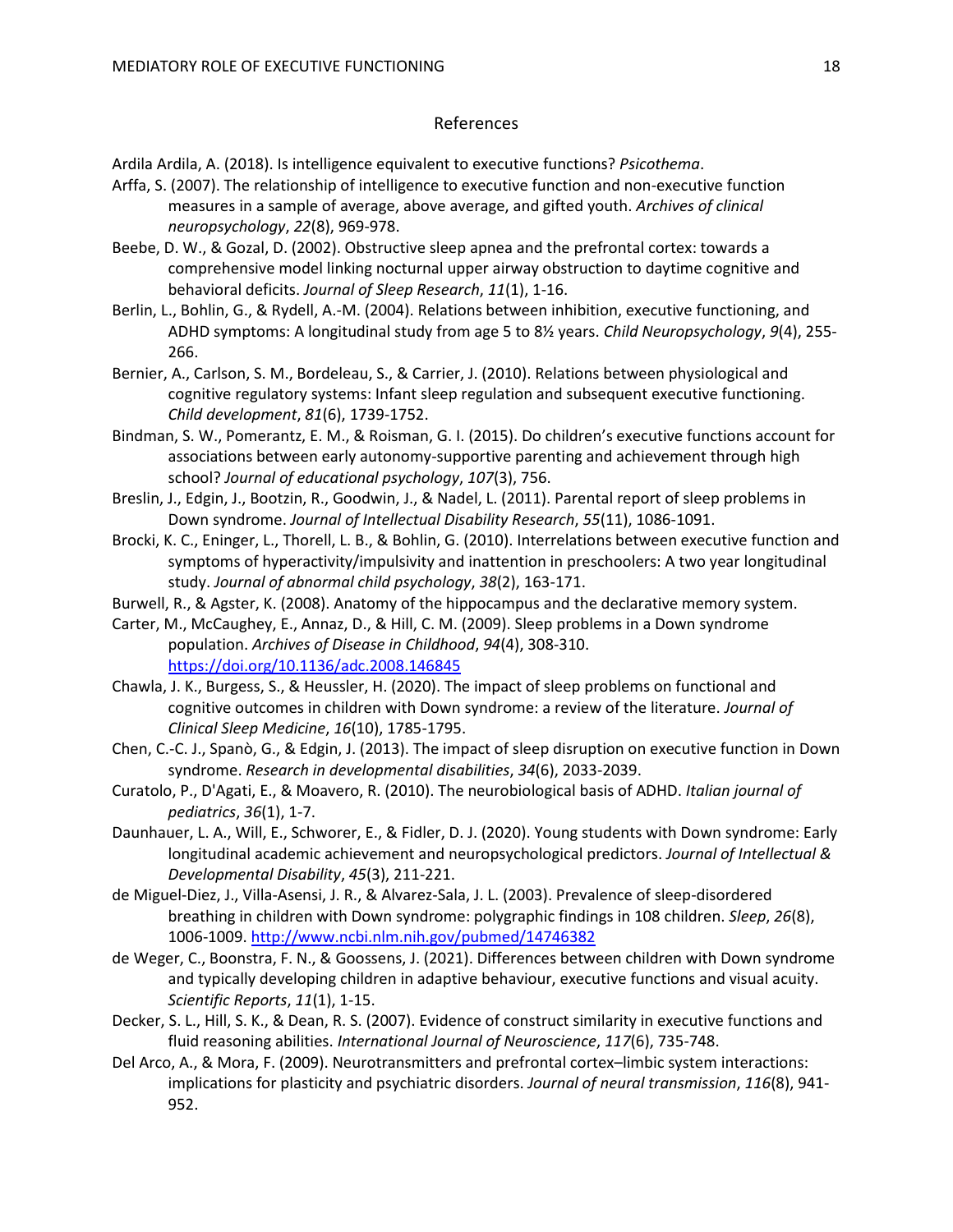# References

Ardila Ardila, A. (2018). Is intelligence equivalent to executive functions? *Psicothema*.

Arffa, S. (2007). The relationship of intelligence to executive function and non-executive function measures in a sample of average, above average, and gifted youth. *Archives of clinical neuropsychology*, *22*(8), 969-978.

Beebe, D. W., & Gozal, D. (2002). Obstructive sleep apnea and the prefrontal cortex: towards a comprehensive model linking nocturnal upper airway obstruction to daytime cognitive and behavioral deficits. *Journal of Sleep Research*, *11*(1), 1-16.

Berlin, L., Bohlin, G., & Rydell, A.-M. (2004). Relations between inhibition, executive functioning, and ADHD symptoms: A longitudinal study from age 5 to 8½ years. *Child Neuropsychology*, *9*(4), 255-266.

Bernier, A., Carlson, S. M., Bordeleau, S., & Carrier, J. (2010). Relations between physiological and cognitive regulatory systems: Infant sleep regulation and subsequent executive functioning. *Child development*, *81*(6), 1739-1752.

Bindman, S. W., Pomerantz, E. M., & Roisman, G. I. (2015). Do children's executive functions account for associations between early autonomy-supportive parenting and achievement through high school? *Journal of educational psychology*, *107*(3), 756.

Breslin, J., Edgin, J., Bootzin, R., Goodwin, J., & Nadel, L. (2011). Parental report of sleep problems in Down syndrome. *Journal of Intellectual Disability Research*, *55*(11), 1086-1091.

Brocki, K. C., Eninger, L., Thorell, L. B., & Bohlin, G. (2010). Interrelations between executive function and symptoms of hyperactivity/impulsivity and inattention in preschoolers: A two year longitudinal study. *Journal of abnormal child psychology*, *38*(2), 163-171.

Burwell, R., & Agster, K. (2008). Anatomy of the hippocampus and the declarative memory system.

Carter, M., McCaughey, E., Annaz, D., & Hill, C. M. (2009). Sleep problems in a Down syndrome population. *Archives of Disease in Childhood*, *94*(4), 308-310. https://doi.org/10.1136/adc.2008.146845

Chawla, J. K., Burgess, S., & Heussler, H. (2020). The impact of sleep problems on functional and cognitive outcomes in children with Down syndrome: a review of the literature. *Journal of Clinical Sleep Medicine*, *16*(10), 1785-1795.

Chen, C.-C. J., Spanò, G., & Edgin, J. (2013). The impact of sleep disruption on executive function in Down syndrome. *Research in developmental disabilities*, *34*(6), 2033-2039.

Curatolo, P., D'Agati, E., & Moavero, R. (2010). The neurobiological basis of ADHD. *Italian journal of pediatrics*, *36*(1), 1-7.

Daunhauer, L. A., Will, E., Schworer, E., & Fidler, D. J. (2020). Young students with Down syndrome: Early longitudinal academic achievement and neuropsychological predictors. *Journal of Intellectual & Developmental Disability*, *45*(3), 211-221.

de Miguel-Diez, J., Villa-Asensi, J. R., & Alvarez-Sala, J. L. (2003). Prevalence of sleep-disordered breathing in children with Down syndrome: polygraphic findings in 108 children. *Sleep*, *26*(8), 1006-1009. http://www.ncbi.nlm.nih.gov/pubmed/14746382

de Weger, C., Boonstra, F. N., & Goossens, J. (2021). Differences between children with Down syndrome and typically developing children in adaptive behaviour, executive functions and visual acuity. *Scientific Reports*, *11*(1), 1-15.

Decker, S. L., Hill, S. K., & Dean, R. S. (2007). Evidence of construct similarity in executive functions and fluid reasoning abilities. *International Journal of Neuroscience*, *117*(6), 735-748.

Del Arco, A., & Mora, F. (2009). Neurotransmitters and prefrontal cortex–limbic system interactions: implications for plasticity and psychiatric disorders. *Journal of neural transmission*, *116*(8), 941-952.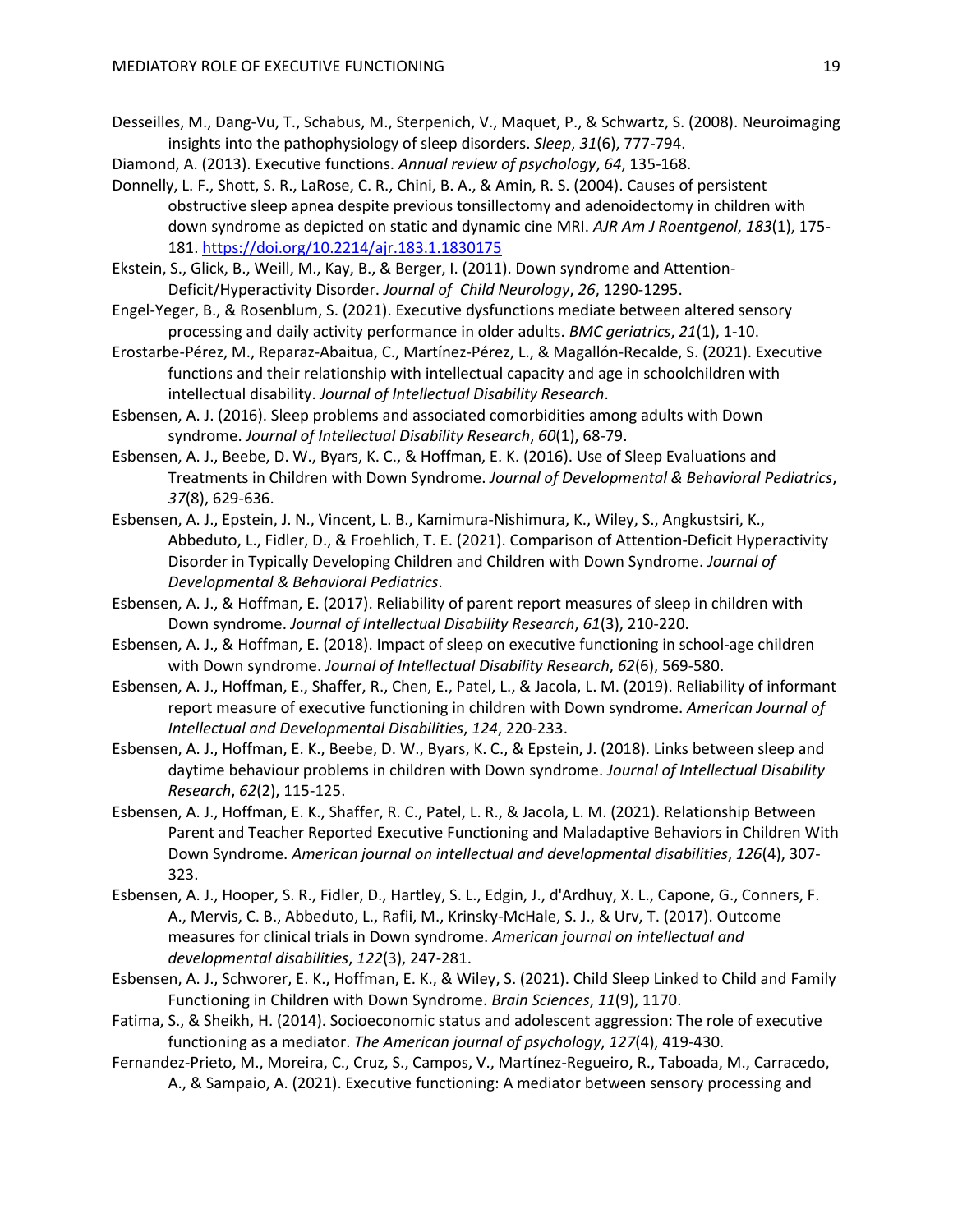Desseilles, M., Dang-Vu, T., Schabus, M., Sterpenich, V., Maquet, P., & Schwartz, S. (2008). Neuroimaging insights into the pathophysiology of sleep disorders. *Sleep*, *31*(6), 777-794.

Diamond, A. (2013). Executive functions. *Annual review of psychology*, *64*, 135-168.

Donnelly, L. F., Shott, S. R., LaRose, C. R., Chini, B. A., & Amin, R. S. (2004). Causes of persistent obstructive sleep apnea despite previous tonsillectomy and adenoidectomy in children with down syndrome as depicted on static and dynamic cine MRI. *AJR Am J Roentgenol*, *183*(1), 175-181. https://doi.org/10.2214/ajr.183.1.1830175

Ekstein, S., Glick, B., Weill, M., Kay, B., & Berger, I. (2011). Down syndrome and Attention-Deficit/Hyperactivity Disorder. *Journal of Child Neurology*, *26*, 1290-1295.

Engel-Yeger, B., & Rosenblum, S. (2021). Executive dysfunctions mediate between altered sensory processing and daily activity performance in older adults. *BMC geriatrics*, *21*(1), 1-10.

Erostarbe-Pérez, M., Reparaz-Abaitua, C., Martínez-Pérez, L., & Magallón-Recalde, S. (2021). Executive functions and their relationship with intellectual capacity and age in schoolchildren with intellectual disability. *Journal of Intellectual Disability Research*.

Esbensen, A. J. (2016). Sleep problems and associated comorbidities among adults with Down syndrome. *Journal of Intellectual Disability Research*, *60*(1), 68-79.

Esbensen, A. J., Beebe, D. W., Byars, K. C., & Hoffman, E. K. (2016). Use of Sleep Evaluations and Treatments in Children with Down Syndrome. *Journal of Developmental & Behavioral Pediatrics*, *37*(8), 629-636.

Esbensen, A. J., Epstein, J. N., Vincent, L. B., Kamimura-Nishimura, K., Wiley, S., Angkustsiri, K., Abbeduto, L., Fidler, D., & Froehlich, T. E. (2021). Comparison of Attention-Deficit Hyperactivity Disorder in Typically Developing Children and Children with Down Syndrome. *Journal of Developmental & Behavioral Pediatrics*.

Esbensen, A. J., & Hoffman, E. (2017). Reliability of parent report measures of sleep in children with Down syndrome. *Journal of Intellectual Disability Research*, *61*(3), 210-220.

Esbensen, A. J., & Hoffman, E. (2018). Impact of sleep on executive functioning in school-age children with Down syndrome. *Journal of Intellectual Disability Research*, *62*(6), 569-580.

Esbensen, A. J., Hoffman, E., Shaffer, R., Chen, E., Patel, L., & Jacola, L. M. (2019). Reliability of informant report measure of executive functioning in children with Down syndrome. *American Journal of Intellectual and Developmental Disabilities*, *124*, 220-233.

Esbensen, A. J., Hoffman, E. K., Beebe, D. W., Byars, K. C., & Epstein, J. (2018). Links between sleep and daytime behaviour problems in children with Down syndrome. *Journal of Intellectual Disability Research*, *62*(2), 115-125.

Esbensen, A. J., Hoffman, E. K., Shaffer, R. C., Patel, L. R., & Jacola, L. M. (2021). Relationship Between Parent and Teacher Reported Executive Functioning and Maladaptive Behaviors in Children With Down Syndrome. *American journal on intellectual and developmental disabilities*, *126*(4), 307-323.

Esbensen, A. J., Hooper, S. R., Fidler, D., Hartley, S. L., Edgin, J., d'Ardhuy, X. L., Capone, G., Conners, F. A., Mervis, C. B., Abbeduto, L., Rafii, M., Krinsky-McHale, S. J., & Urv, T. (2017). Outcome measures for clinical trials in Down syndrome. *American journal on intellectual and developmental disabilities*, *122*(3), 247-281.

Esbensen, A. J., Schworer, E. K., Hoffman, E. K., & Wiley, S. (2021). Child Sleep Linked to Child and Family Functioning in Children with Down Syndrome. *Brain Sciences*, *11*(9), 1170.

Fatima, S., & Sheikh, H. (2014). Socioeconomic status and adolescent aggression: The role of executive functioning as a mediator. *The American journal of psychology*, *127*(4), 419-430.

Fernandez-Prieto, M., Moreira, C., Cruz, S., Campos, V., Martínez-Regueiro, R., Taboada, M., Carracedo, A., & Sampaio, A. (2021). Executive functioning: A mediator between sensory processing and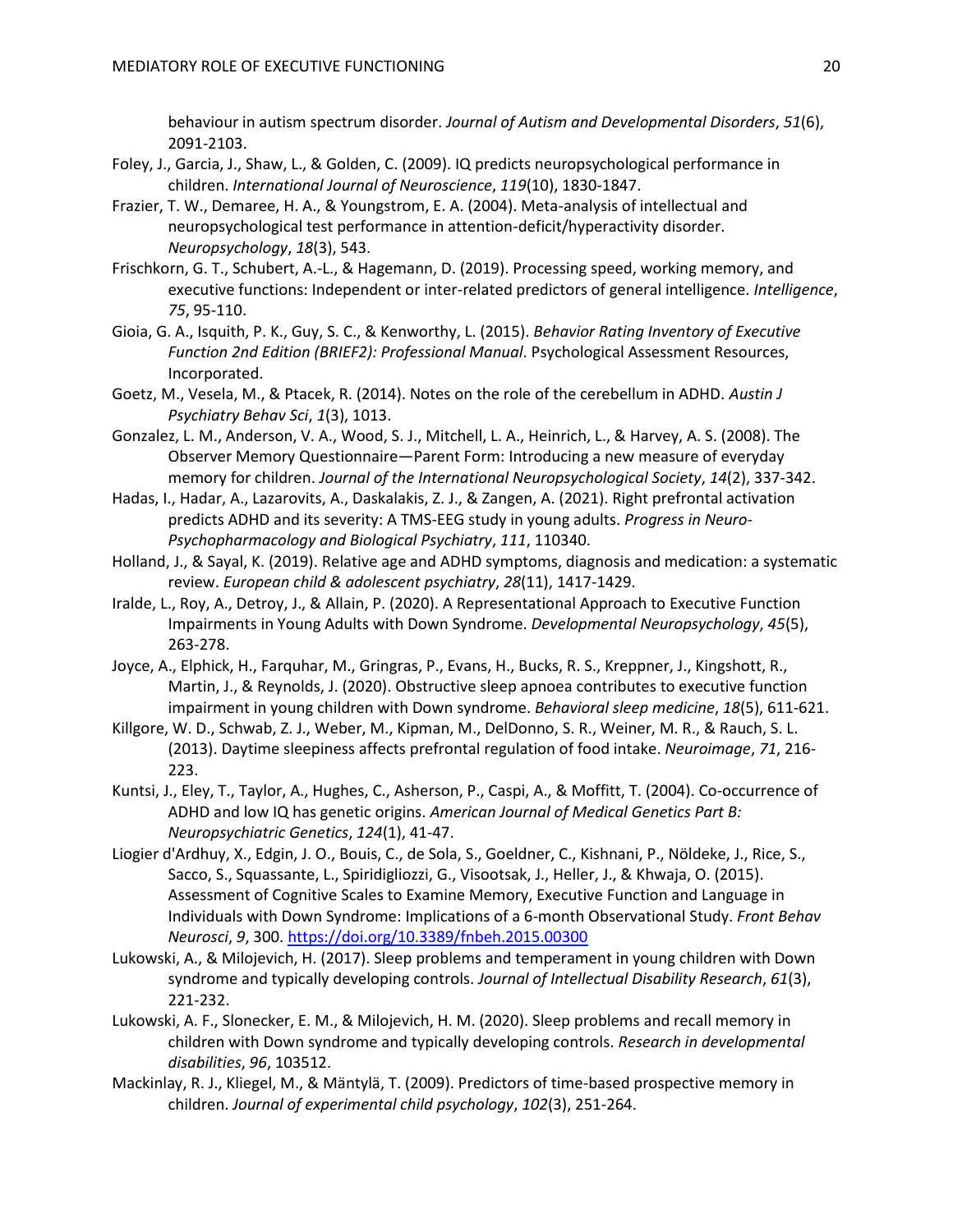behaviour in autism spectrum disorder. *Journal of Autism and Developmental Disorders*, *51*(6), 2091-2103.

Foley, J., Garcia, J., Shaw, L., & Golden, C. (2009). IQ predicts neuropsychological performance in children. *International Journal of Neuroscience*, *119*(10), 1830-1847.

Frazier, T. W., Demaree, H. A., & Youngstrom, E. A. (2004). Meta-analysis of intellectual and neuropsychological test performance in attention-deficit/hyperactivity disorder. *Neuropsychology*, *18*(3), 543.

Frischkorn, G. T., Schubert, A.-L., & Hagemann, D. (2019). Processing speed, working memory, and executive functions: Independent or inter-related predictors of general intelligence. *Intelligence*, *75*, 95-110.

Gioia, G. A., Isquith, P. K., Guy, S. C., & Kenworthy, L. (2015). *Behavior Rating Inventory of Executive Function 2nd Edition (BRIEF2): Professional Manual*. Psychological Assessment Resources, Incorporated.

Goetz, M., Vesela, M., & Ptacek, R. (2014). Notes on the role of the cerebellum in ADHD. *Austin J Psychiatry Behav Sci*, *1*(3), 1013.

Gonzalez, L. M., Anderson, V. A., Wood, S. J., Mitchell, L. A., Heinrich, L., & Harvey, A. S. (2008). The Observer Memory Questionnaire—Parent Form: Introducing a new measure of everyday memory for children. *Journal of the International Neuropsychological Society*, *14*(2), 337-342.

Hadas, I., Hadar, A., Lazarovits, A., Daskalakis, Z. J., & Zangen, A. (2021). Right prefrontal activation predicts ADHD and its severity: A TMS-EEG study in young adults. *Progress in Neuro-Psychopharmacology and Biological Psychiatry*, *111*, 110340.

Holland, J., & Sayal, K. (2019). Relative age and ADHD symptoms, diagnosis and medication: a systematic review. *European child & adolescent psychiatry*, *28*(11), 1417-1429.

Iralde, L., Roy, A., Detroy, J., & Allain, P. (2020). A Representational Approach to Executive Function Impairments in Young Adults with Down Syndrome. *Developmental Neuropsychology*, *45*(5), 263-278.

Joyce, A., Elphick, H., Farquhar, M., Gringras, P., Evans, H., Bucks, R. S., Kreppner, J., Kingshott, R., Martin, J., & Reynolds, J. (2020). Obstructive sleep apnoea contributes to executive function impairment in young children with Down syndrome. *Behavioral sleep medicine*, *18*(5), 611-621.

Killgore, W. D., Schwab, Z. J., Weber, M., Kipman, M., DelDonno, S. R., Weiner, M. R., & Rauch, S. L. (2013). Daytime sleepiness affects prefrontal regulation of food intake. *Neuroimage*, *71*, 216-223.

Kuntsi, J., Eley, T., Taylor, A., Hughes, C., Asherson, P., Caspi, A., & Moffitt, T. (2004). Co-occurrence of ADHD and low IQ has genetic origins. *American Journal of Medical Genetics Part B: Neuropsychiatric Genetics*, *124*(1), 41-47.

Liogier d'Ardhuy, X., Edgin, J. O., Bouis, C., de Sola, S., Goeldner, C., Kishnani, P., Nöldeke, J., Rice, S., Sacco, S., Squassante, L., Spiridigliozzi, G., Visootsak, J., Heller, J., & Khwaja, O. (2015). Assessment of Cognitive Scales to Examine Memory, Executive Function and Language in Individuals with Down Syndrome: Implications of a 6-month Observational Study. *Front Behav Neurosci*, *9*, 300. https://doi.org/10.3389/fnbeh.2015.00300

Lukowski, A., & Milojevich, H. (2017). Sleep problems and temperament in young children with Down syndrome and typically developing controls. *Journal of Intellectual Disability Research*, *61*(3), 221-232.

Lukowski, A. F., Slonecker, E. M., & Milojevich, H. M. (2020). Sleep problems and recall memory in children with Down syndrome and typically developing controls. *Research in developmental disabilities*, *96*, 103512.

Mackinlay, R. J., Kliegel, M., & Mäntylä, T. (2009). Predictors of time-based prospective memory in children. *Journal of experimental child psychology*, *102*(3), 251-264.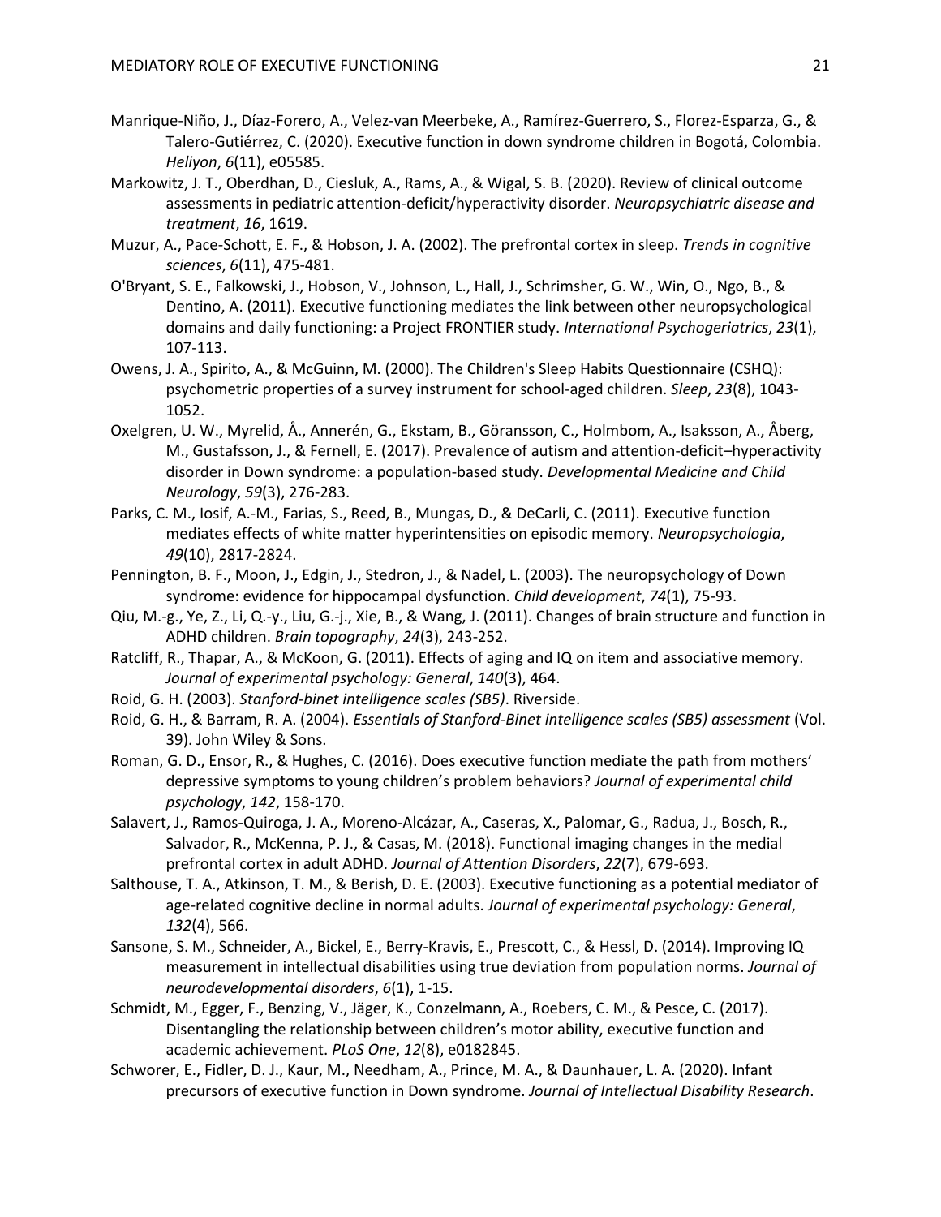Manrique-Niño, J., Díaz-Forero, A., Velez-van Meerbeke, A., Ramírez-Guerrero, S., Florez-Esparza, G., & Talero-Gutiérrez, C. (2020). Executive function in down syndrome children in Bogotá, Colombia. *Heliyon*, *6*(11), e05585.

Markowitz, J. T., Oberdhan, D., Ciesluk, A., Rams, A., & Wigal, S. B. (2020). Review of clinical outcome assessments in pediatric attention-deficit/hyperactivity disorder. *Neuropsychiatric disease and treatment*, *16*, 1619.

Muzur, A., Pace-Schott, E. F., & Hobson, J. A. (2002). The prefrontal cortex in sleep. *Trends in cognitive sciences*, *6*(11), 475-481.

O'Bryant, S. E., Falkowski, J., Hobson, V., Johnson, L., Hall, J., Schrimsher, G. W., Win, O., Ngo, B., & Dentino, A. (2011). Executive functioning mediates the link between other neuropsychological domains and daily functioning: a Project FRONTIER study. *International Psychogeriatrics*, *23*(1), 107-113.

Owens, J. A., Spirito, A., & McGuinn, M. (2000). The Children's Sleep Habits Questionnaire (CSHQ): psychometric properties of a survey instrument for school-aged children. *Sleep*, *23*(8), 1043-1052.

Oxelgren, U. W., Myrelid, Å., Annerén, G., Ekstam, B., Göransson, C., Holmbom, A., Isaksson, A., Åberg, M., Gustafsson, J., & Fernell, E. (2017). Prevalence of autism and attention-deficit–hyperactivity disorder in Down syndrome: a population-based study. *Developmental Medicine and Child Neurology*, *59*(3), 276-283.

Parks, C. M., Iosif, A.-M., Farias, S., Reed, B., Mungas, D., & DeCarli, C. (2011). Executive function mediates effects of white matter hyperintensities on episodic memory. *Neuropsychologia*, *49*(10), 2817-2824.

Pennington, B. F., Moon, J., Edgin, J., Stedron, J., & Nadel, L. (2003). The neuropsychology of Down syndrome: evidence for hippocampal dysfunction. *Child development*, *74*(1), 75-93.

Qiu, M.-g., Ye, Z., Li, Q.-y., Liu, G.-j., Xie, B., & Wang, J. (2011). Changes of brain structure and function in ADHD children. *Brain topography*, *24*(3), 243-252.

Ratcliff, R., Thapar, A., & McKoon, G. (2011). Effects of aging and IQ on item and associative memory. *Journal of experimental psychology: General*, *140*(3), 464.

Roid, G. H. (2003). *Stanford-binet intelligence scales (SB5)*. Riverside.

Roid, G. H., & Barram, R. A. (2004). *Essentials of Stanford-Binet intelligence scales (SB5) assessment* (Vol. 39). John Wiley & Sons.

Roman, G. D., Ensor, R., & Hughes, C. (2016). Does executive function mediate the path from mothers' depressive symptoms to young children's problem behaviors? *Journal of experimental child psychology*, *142*, 158-170.

Salavert, J., Ramos-Quiroga, J. A., Moreno-Alcázar, A., Caseras, X., Palomar, G., Radua, J., Bosch, R., Salvador, R., McKenna, P. J., & Casas, M. (2018). Functional imaging changes in the medial prefrontal cortex in adult ADHD. *Journal of Attention Disorders*, *22*(7), 679-693.

Salthouse, T. A., Atkinson, T. M., & Berish, D. E. (2003). Executive functioning as a potential mediator of age-related cognitive decline in normal adults. *Journal of experimental psychology: General*, *132*(4), 566.

Sansone, S. M., Schneider, A., Bickel, E., Berry-Kravis, E., Prescott, C., & Hessl, D. (2014). Improving IQ measurement in intellectual disabilities using true deviation from population norms. *Journal of neurodevelopmental disorders*, *6*(1), 1-15.

Schmidt, M., Egger, F., Benzing, V., Jäger, K., Conzelmann, A., Roebers, C. M., & Pesce, C. (2017). Disentangling the relationship between children's motor ability, executive function and academic achievement. *PLoS One*, *12*(8), e0182845.

Schworer, E., Fidler, D. J., Kaur, M., Needham, A., Prince, M. A., & Daunhauer, L. A. (2020). Infant precursors of executive function in Down syndrome. *Journal of Intellectual Disability Research*.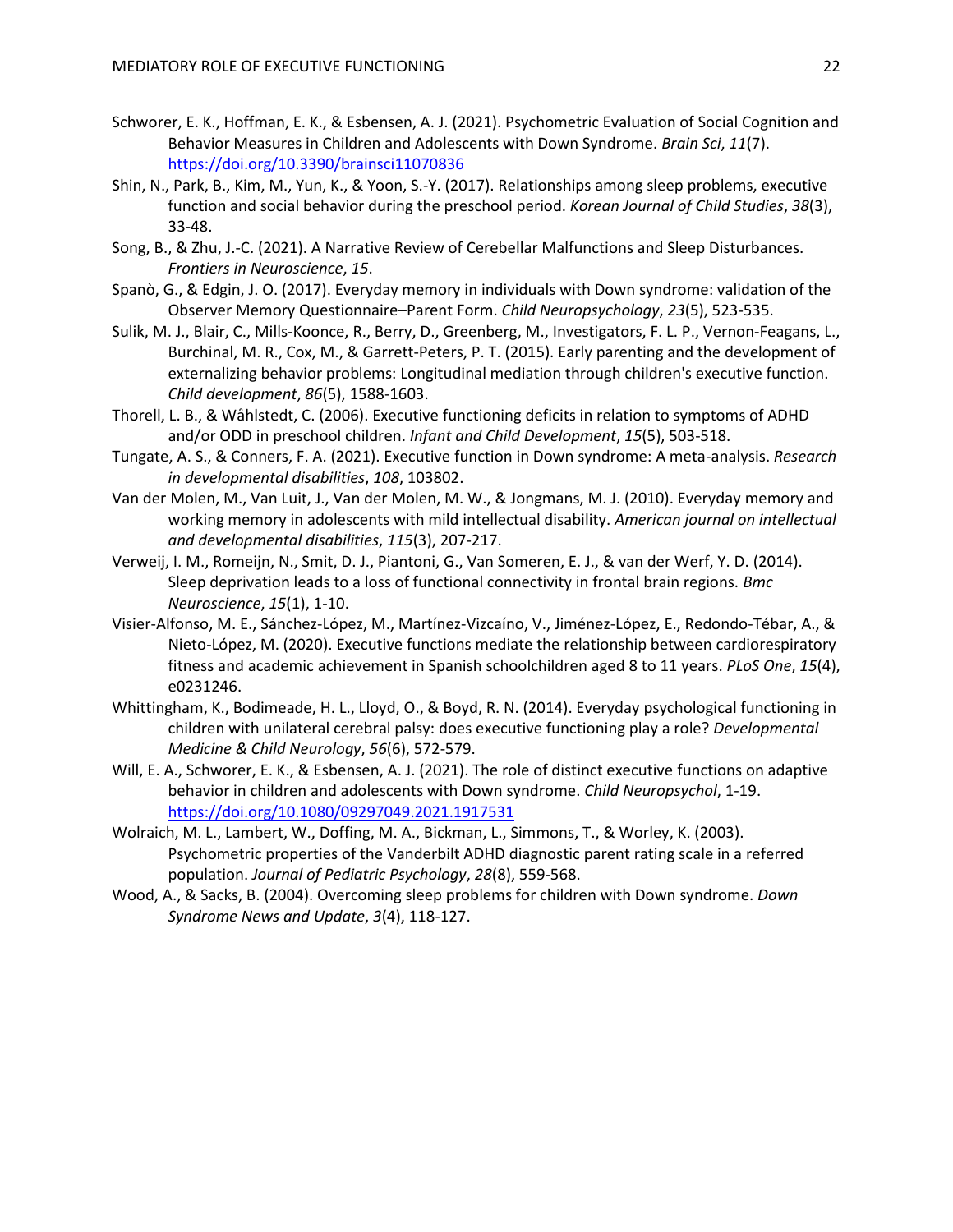Schworer, E. K., Hoffman, E. K., & Esbensen, A. J. (2021). Psychometric Evaluation of Social Cognition and Behavior Measures in Children and Adolescents with Down Syndrome. *Brain Sci*, *11*(7). https://doi.org/10.3390/brainsci11070836

Shin, N., Park, B., Kim, M., Yun, K., & Yoon, S.-Y. (2017). Relationships among sleep problems, executive function and social behavior during the preschool period. *Korean Journal of Child Studies*, *38*(3), 33-48.

Song, B., & Zhu, J.-C. (2021). A Narrative Review of Cerebellar Malfunctions and Sleep Disturbances. *Frontiers in Neuroscience*, *15*.

Spanò, G., & Edgin, J. O. (2017). Everyday memory in individuals with Down syndrome: validation of the Observer Memory Questionnaire–Parent Form. *Child Neuropsychology*, *23*(5), 523-535.

Sulik, M. J., Blair, C., Mills-Koonce, R., Berry, D., Greenberg, M., Investigators, F. L. P., Vernon-Feagans, L., Burchinal, M. R., Cox, M., & Garrett-Peters, P. T. (2015). Early parenting and the development of externalizing behavior problems: Longitudinal mediation through children's executive function. *Child development*, *86*(5), 1588-1603.

Thorell, L. B., & Wåhlstedt, C. (2006). Executive functioning deficits in relation to symptoms of ADHD and/or ODD in preschool children. *Infant and Child Development*, *15*(5), 503-518.

Tungate, A. S., & Conners, F. A. (2021). Executive function in Down syndrome: A meta-analysis. *Research in developmental disabilities*, *108*, 103802.

Van der Molen, M., Van Luit, J., Van der Molen, M. W., & Jongmans, M. J. (2010). Everyday memory and working memory in adolescents with mild intellectual disability. *American journal on intellectual and developmental disabilities*, *115*(3), 207-217.

Verweij, I. M., Romeijn, N., Smit, D. J., Piantoni, G., Van Someren, E. J., & van der Werf, Y. D. (2014). Sleep deprivation leads to a loss of functional connectivity in frontal brain regions. *Bmc Neuroscience*, *15*(1), 1-10.

Visier-Alfonso, M. E., Sánchez-López, M., Martínez-Vizcaíno, V., Jiménez-López, E., Redondo-Tébar, A., & Nieto-López, M. (2020). Executive functions mediate the relationship between cardiorespiratory fitness and academic achievement in Spanish schoolchildren aged 8 to 11 years. *PLoS One*, *15*(4), e0231246.

Whittingham, K., Bodimeade, H. L., Lloyd, O., & Boyd, R. N. (2014). Everyday psychological functioning in children with unilateral cerebral palsy: does executive functioning play a role? *Developmental Medicine & Child Neurology*, *56*(6), 572-579.

Will, E. A., Schworer, E. K., & Esbensen, A. J. (2021). The role of distinct executive functions on adaptive behavior in children and adolescents with Down syndrome. *Child Neuropsychol*, 1-19. https://doi.org/10.1080/09297049.2021.1917531

Wolraich, M. L., Lambert, W., Doffing, M. A., Bickman, L., Simmons, T., & Worley, K. (2003). Psychometric properties of the Vanderbilt ADHD diagnostic parent rating scale in a referred population. *Journal of Pediatric Psychology*, *28*(8), 559-568.

Wood, A., & Sacks, B. (2004). Overcoming sleep problems for children with Down syndrome. *Down Syndrome News and Update*, *3*(4), 118-127.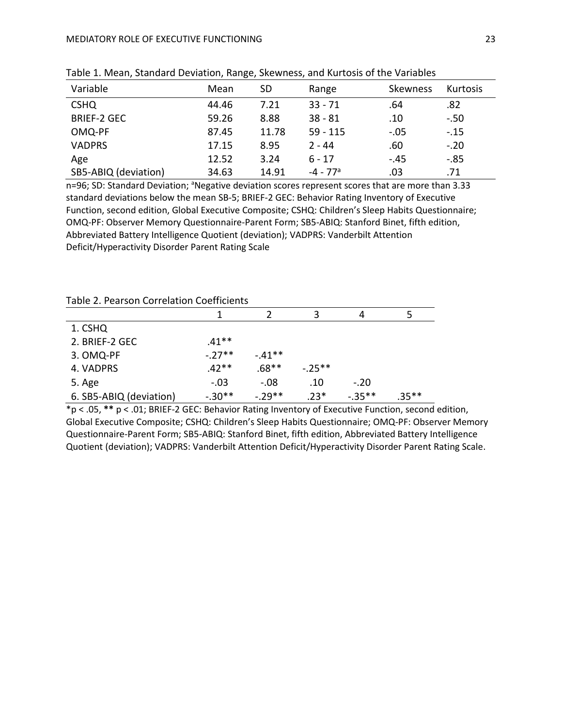Table 1. Mean, Standard Deviation, Range, Skewness, and Kurtosis of the Variables

| Variable | Mean | SD | Range | Skewness | Kurtosis |
|---|---|---|---|---|---|
| CSHQ | 44.46 | 7.21 | 33 - 71 | .64 | .82 |
| BRIEF-2 GEC | 59.26 | 8.88 | 38 - 81 | .10 | -.50 |
| OMQ-PF | 87.45 | 11.78 | 59 - 115 | -.05 | -.15 |
| VADPRS | 17.15 | 8.95 | 2 - 44 | .60 | -.20 |
| Age | 12.52 | 3.24 | 6 - 17 | -.45 | -.85 |
| SB5-ABIQ (deviation) | 34.63 | 14.91 | -4 - 77[a] | .03 | .71 |

n=96; SD: Standard Deviation; [a]Negative deviation scores represent scores that are more than 3.33 standard deviations below the mean SB-5; BRIEF-2 GEC: Behavior Rating Inventory of Executive Function, second edition, Global Executive Composite; CSHQ: Children's Sleep Habits Questionnaire; OMQ-PF: Observer Memory Questionnaire-Parent Form; SB5-ABIQ: Stanford Binet, fifth edition, Abbreviated Battery Intelligence Quotient (deviation); VADPRS: Vanderbilt Attention Deficit/Hyperactivity Disorder Parent Rating Scale

Table 2. Pearson Correlation Coefficients

| | 1 | 2 | 3 | 4 | 5 |
|---|---|---|---|---|---|
| 1. CSHQ | | | | | |
| 2. BRIEF-2 GEC | .41** | | | | |
| 3. OMQ-PF | -.27** | -.41** | | | |
| 4. VADPRS | .42** | .68** | -.25** | | |
| 5. Age | -.03 | -.08 | .10 | -.20 | |
| 6. SB5-ABIQ (deviation) | -.30** | -.29** | .23* | -.35** | .35** |

*p < .05, **p < .01; BRIEF-2 GEC: Behavior Rating Inventory of Executive Function, second edition, Global Executive Composite; CSHQ: Children's Sleep Habits Questionnaire; OMQ-PF: Observer Memory Questionnaire-Parent Form; SB5-ABIQ: Stanford Binet, fifth edition, Abbreviated Battery Intelligence Quotient (deviation); VADPRS: Vanderbilt Attention Deficit/Hyperactivity Disorder Parent Rating Scale.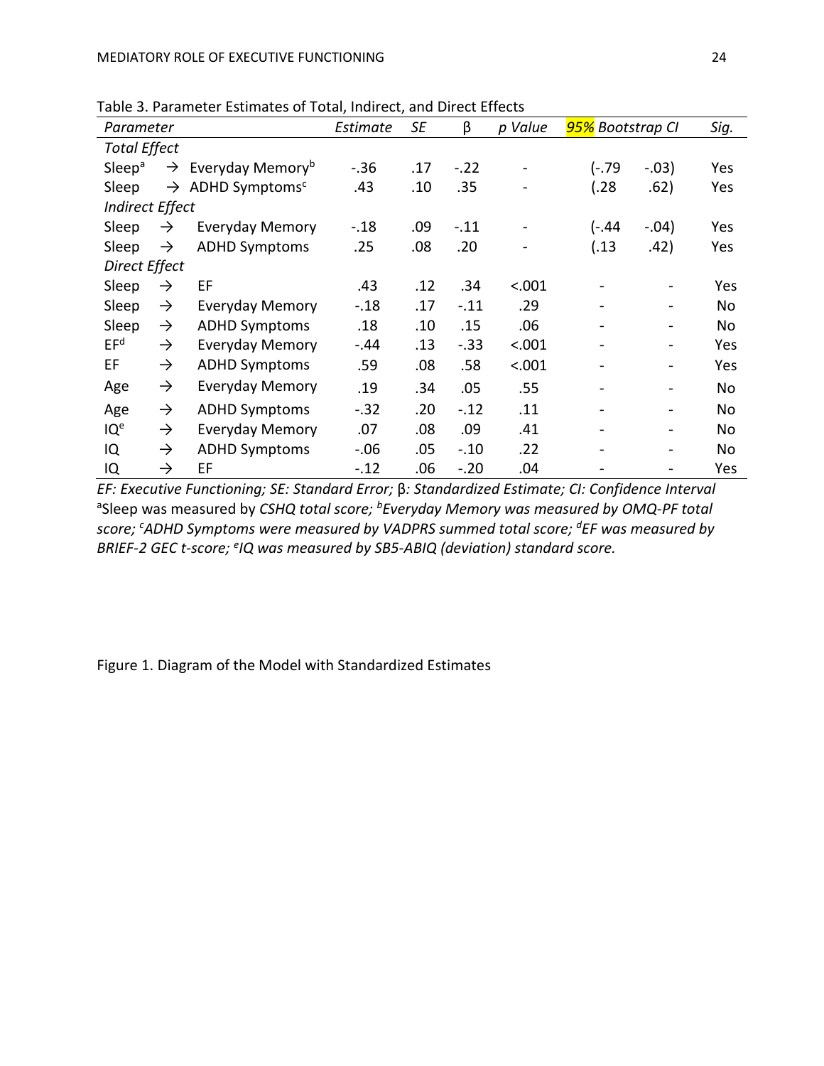Table 3. Parameter Estimates of Total, Indirect, and Direct Effects

| *Parameter* | | | *Estimate* | *SE* | β | *p Value* | *95% Bootstrap CI* | | *Sig.* |
|---|---|---|---|---|---|---|---|---|---|
| *Total Effect* | | | | | | | | | |
| Sleep[a] | → | Everyday Memory[b] | -.36 | .17 | -.22 | - | (-.79 | -.03) | Yes |
| Sleep | → | ADHD Symptoms[c] | .43 | .10 | .35 | - | (.28 | .62) | Yes |
| *Indirect Effect* | | | | | | | | | |
| Sleep | → | Everyday Memory | -.18 | .09 | -.11 | - | (-.44 | -.04) | Yes |
| Sleep | → | ADHD Symptoms | .25 | .08 | .20 | - | (.13 | .42) | Yes |
| *Direct Effect* | | | | | | | | | |
| Sleep | → | EF | .43 | .12 | .34 | <.001 | - | - | Yes |
| Sleep | → | Everyday Memory | -.18 | .17 | -.11 | .29 | - | - | No |
| Sleep | → | ADHD Symptoms | .18 | .10 | .15 | .06 | - | - | No |
| EF[d] | → | Everyday Memory | -.44 | .13 | -.33 | <.001 | - | - | Yes |
| EF | → | ADHD Symptoms | .59 | .08 | .58 | <.001 | - | - | Yes |
| Age | → | Everyday Memory | .19 | .34 | .05 | .55 | - | - | No |
| Age | → | ADHD Symptoms | -.32 | .20 | -.12 | .11 | - | - | No |
| IQ[e] | → | Everyday Memory | .07 | .08 | .09 | .41 | - | - | No |
| IQ | → | ADHD Symptoms | -.06 | .05 | -.10 | .22 | - | - | No |
| IQ | → | EF | -.12 | .06 | -.20 | .04 | - | - | Yes |

*EF: Executive Functioning; SE: Standard Error;* β*: Standardized Estimate; CI: Confidence Interval*
[a]Sleep was measured by *CSHQ total score;* [b]*Everyday Memory was measured by OMQ-PF total score;* [c]*ADHD Symptoms were measured by VADPRS summed total score;* [d]*EF was measured by BRIEF-2 GEC t-score;* [e]*IQ was measured by SB5-ABIQ (deviation) standard score.*

Figure 1. Diagram of the Model with Standardized Estimates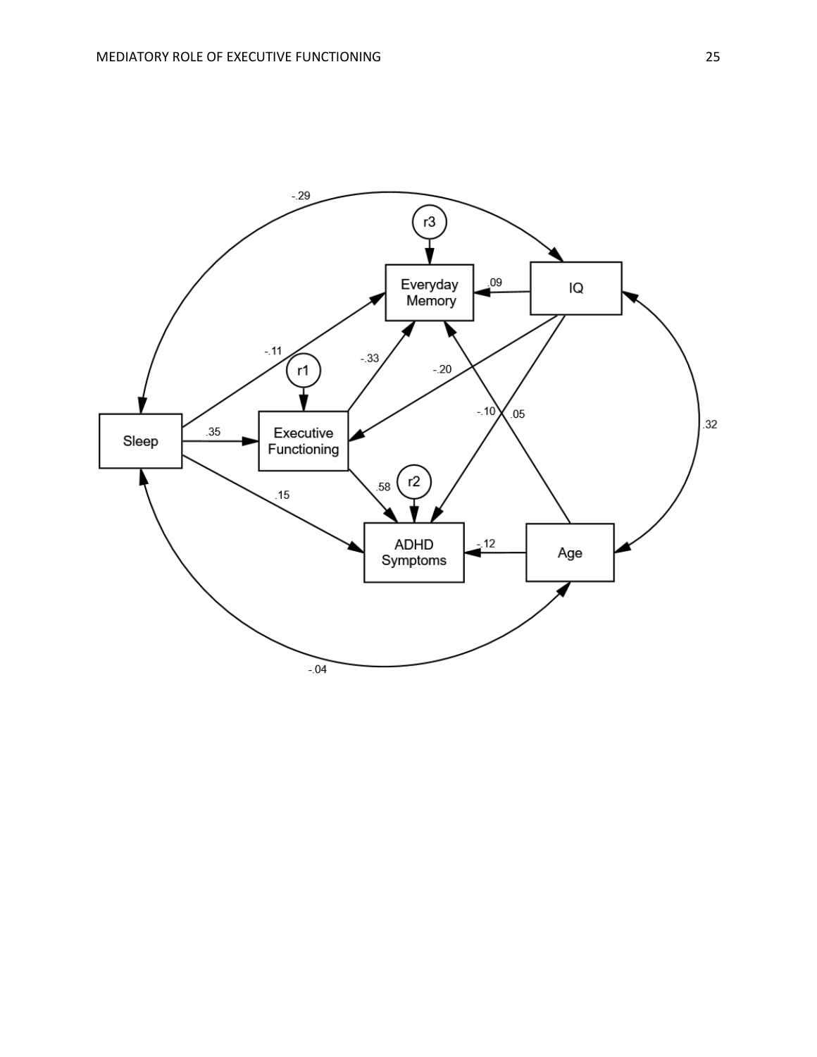-.29

r3

Everyday Memory

.09

IQ

-.11

-.33

r1

-.20

-.10

.05

.32

Sleep

.35

Executive Functioning

.58

r2

.15

ADHD Symptoms

-.12

Age

-.04